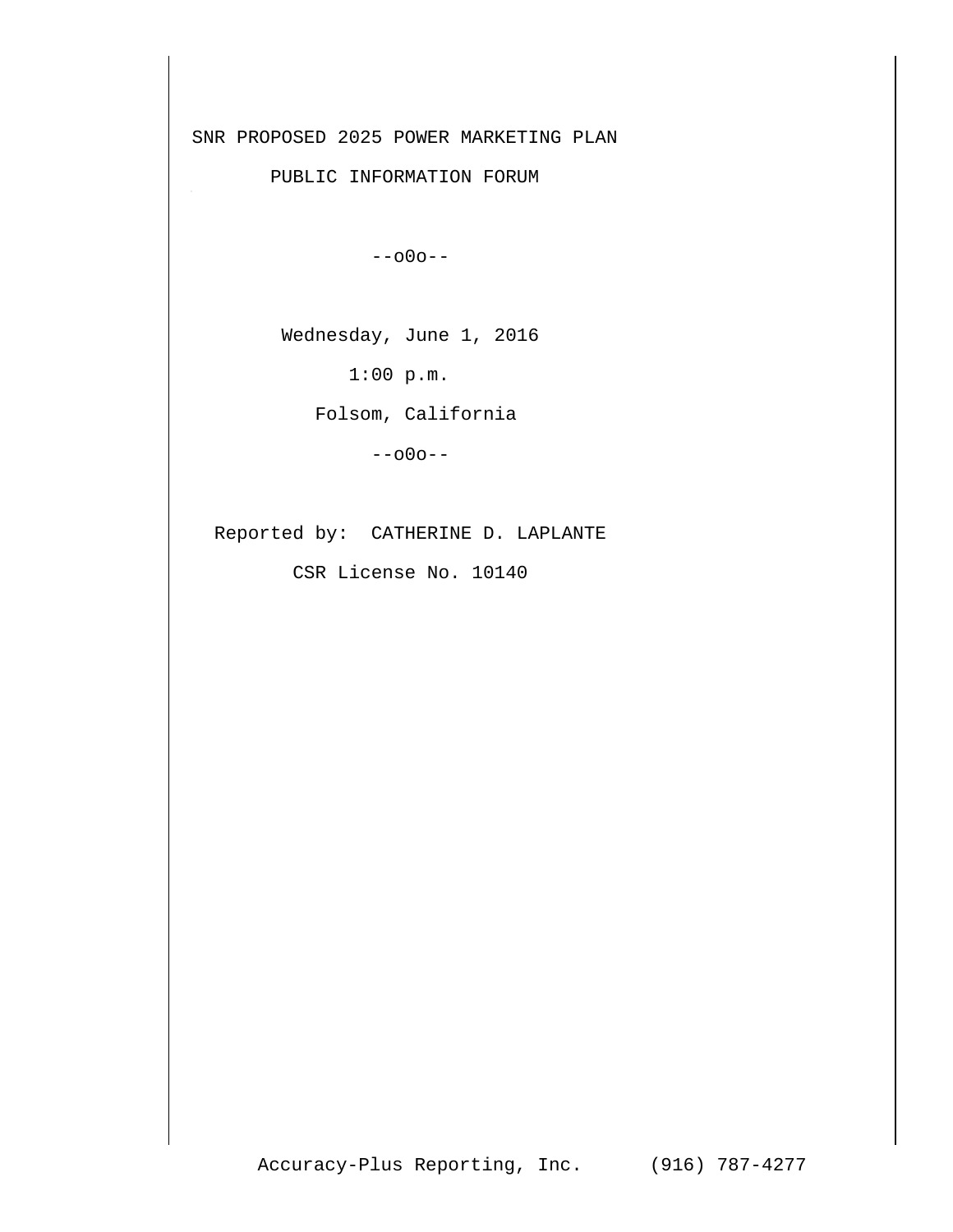# SNR PROPOSED 2025 POWER MARKETING PLAN

## PUBLIC INFORMATION FORUM

--o0o--

Wednesday, June 1, 2016

1:00 p.m.

Folsom, California

--o0o--

Reported by: CATHERINE D. LAPLANTE

CSR License No. 10140

Accuracy-Plus Reporting, Inc. (916) 787-4277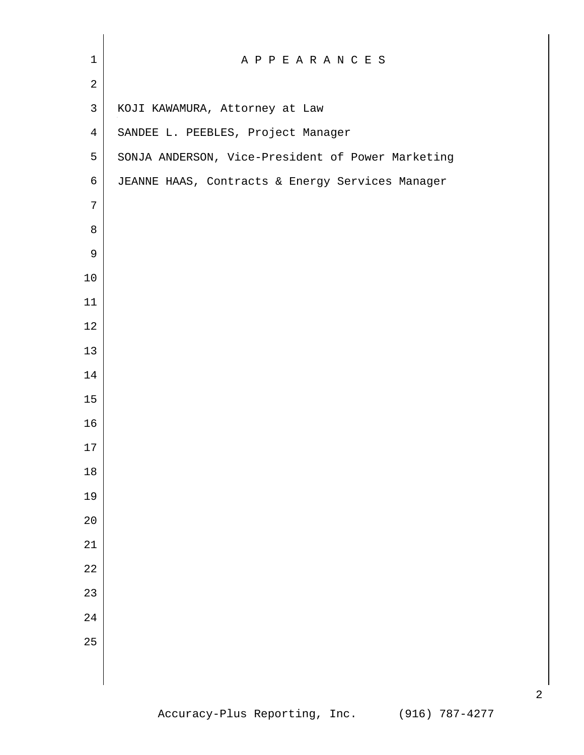# A P P E A R A N C E S

KOJI KAWAMURA, Attorney at Law

SANDEE L. PEEBLES, Project Manager

SONJA ANDERSON, Vice-President of Power Marketing

JEANNE HAAS, Contracts & Energy Services Manager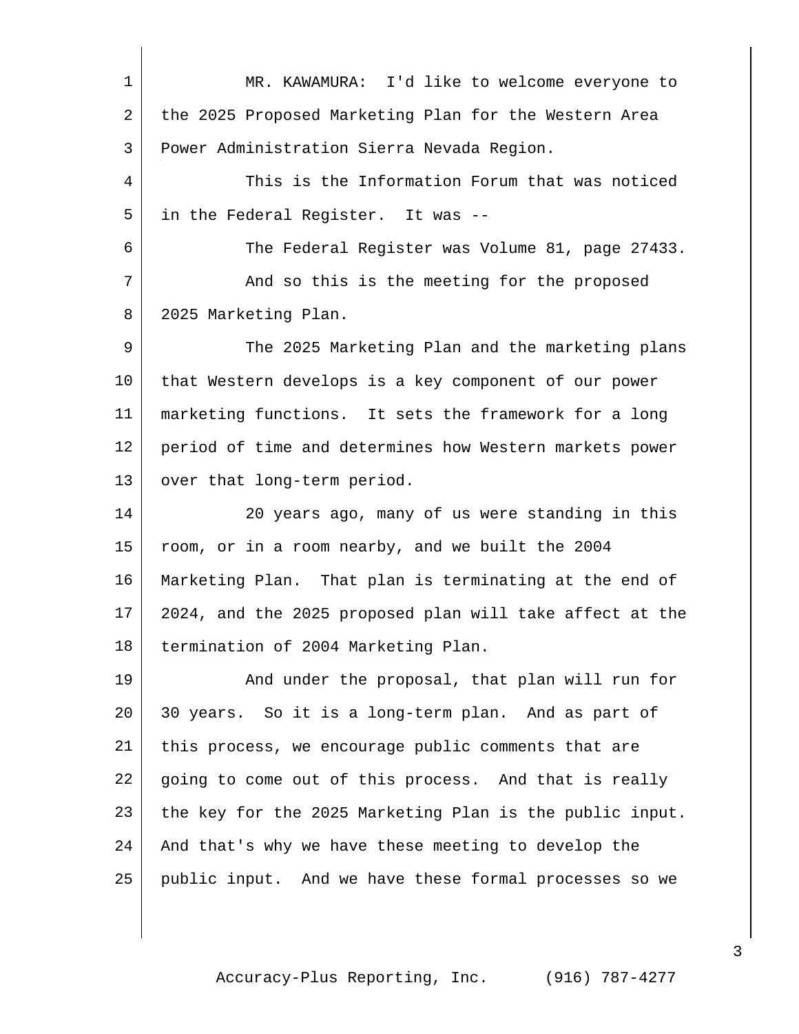MR. KAWAMURA: I'd like to welcome everyone to the 2025 Proposed Marketing Plan for the Western Area Power Administration Sierra Nevada Region.

This is the Information Forum that was noticed in the Federal Register. It was --

The Federal Register was Volume 81, page 27433.

And so this is the meeting for the proposed 2025 Marketing Plan.

The 2025 Marketing Plan and the marketing plans that Western develops is a key component of our power marketing functions. It sets the framework for a long period of time and determines how Western markets power over that long-term period.

20 years ago, many of us were standing in this room, or in a room nearby, and we built the 2004 Marketing Plan. That plan is terminating at the end of 2024, and the 2025 proposed plan will take affect at the termination of 2004 Marketing Plan.

And under the proposal, that plan will run for 30 years. So it is a long-term plan. And as part of this process, we encourage public comments that are going to come out of this process. And that is really the key for the 2025 Marketing Plan is the public input. And that's why we have these meeting to develop the public input. And we have these formal processes so we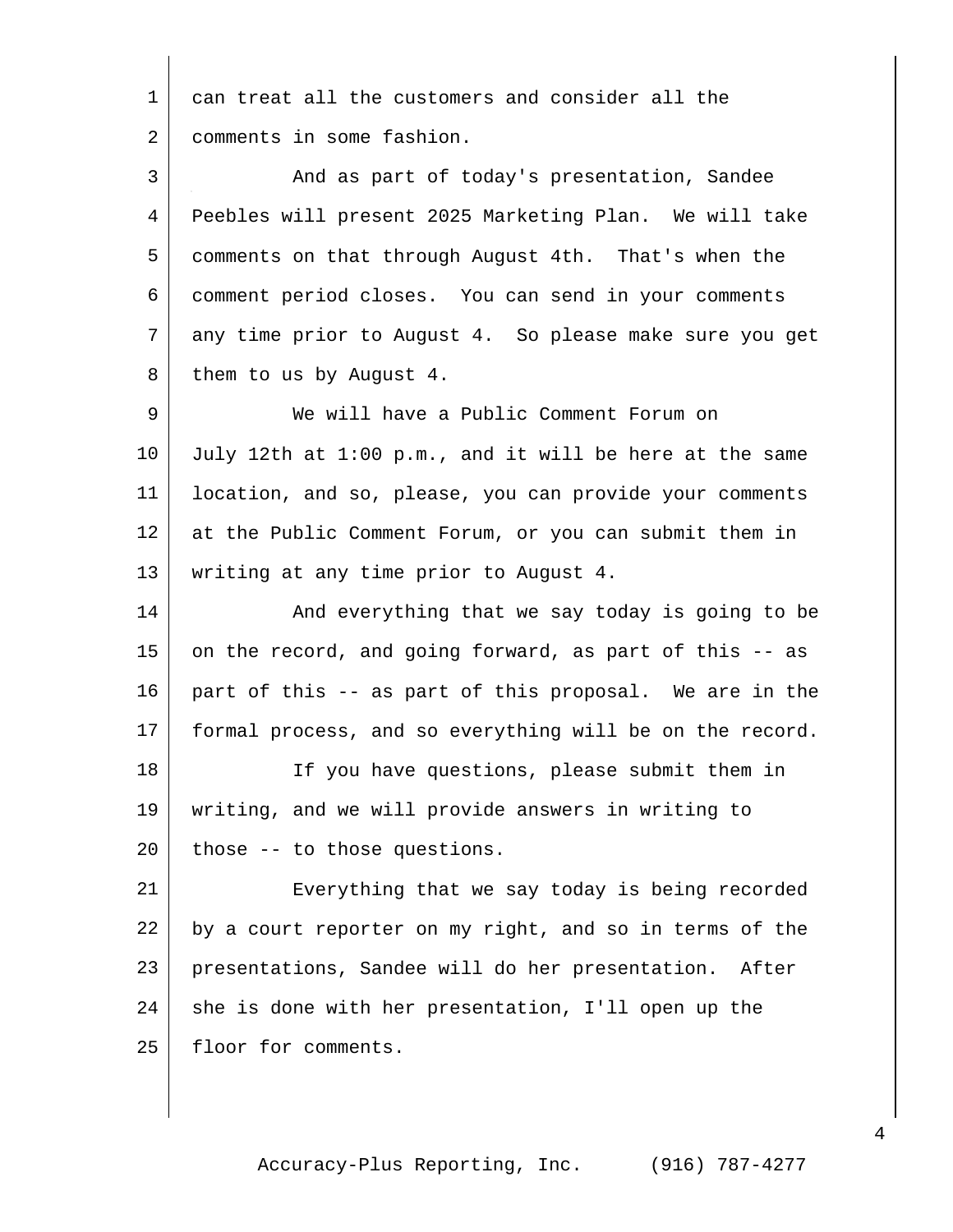can treat all the customers and consider all the comments in some fashion.

And as part of today's presentation, Sandee Peebles will present 2025 Marketing Plan. We will take comments on that through August 4th. That's when the comment period closes. You can send in your comments any time prior to August 4. So please make sure you get them to us by August 4.

We will have a Public Comment Forum on July 12th at 1:00 p.m., and it will be here at the same location, and so, please, you can provide your comments at the Public Comment Forum, or you can submit them in writing at any time prior to August 4.

And everything that we say today is going to be on the record, and going forward, as part of this -- as part of this -- as part of this proposal. We are in the formal process, and so everything will be on the record.

If you have questions, please submit them in writing, and we will provide answers in writing to those -- to those questions.

Everything that we say today is being recorded by a court reporter on my right, and so in terms of the presentations, Sandee will do her presentation. After she is done with her presentation, I'll open up the floor for comments.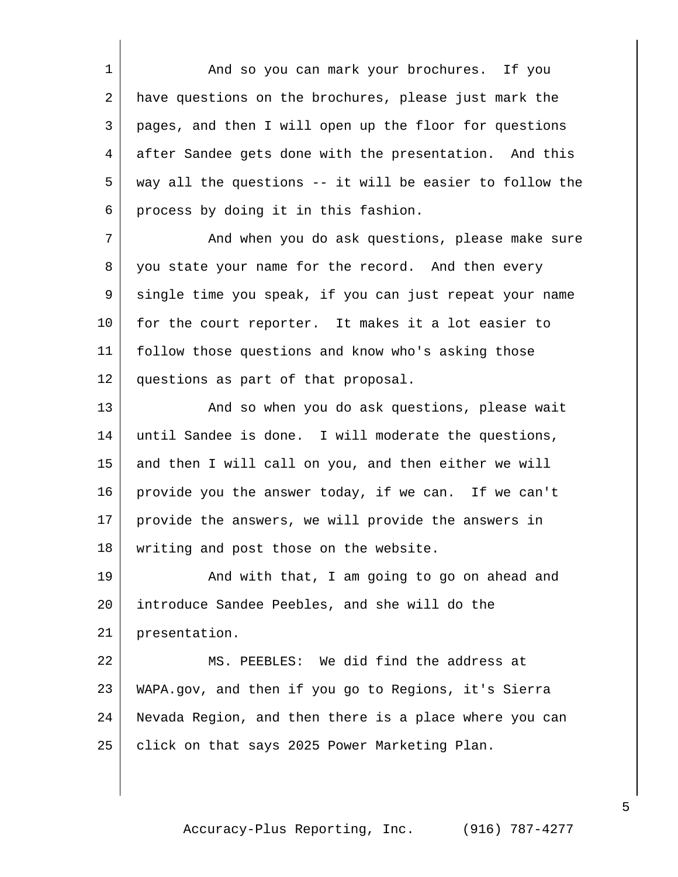And so you can mark your brochures. If you have questions on the brochures, please just mark the pages, and then I will open up the floor for questions after Sandee gets done with the presentation. And this way all the questions -- it will be easier to follow the process by doing it in this fashion.

And when you do ask questions, please make sure you state your name for the record. And then every single time you speak, if you can just repeat your name for the court reporter. It makes it a lot easier to follow those questions and know who's asking those questions as part of that proposal.

And so when you do ask questions, please wait until Sandee is done. I will moderate the questions, and then I will call on you, and then either we will provide you the answer today, if we can. If we can't provide the answers, we will provide the answers in writing and post those on the website.

And with that, I am going to go on ahead and introduce Sandee Peebles, and she will do the presentation.

MS. PEEBLES: We did find the address at WAPA.gov, and then if you go to Regions, it's Sierra Nevada Region, and then there is a place where you can click on that says 2025 Power Marketing Plan.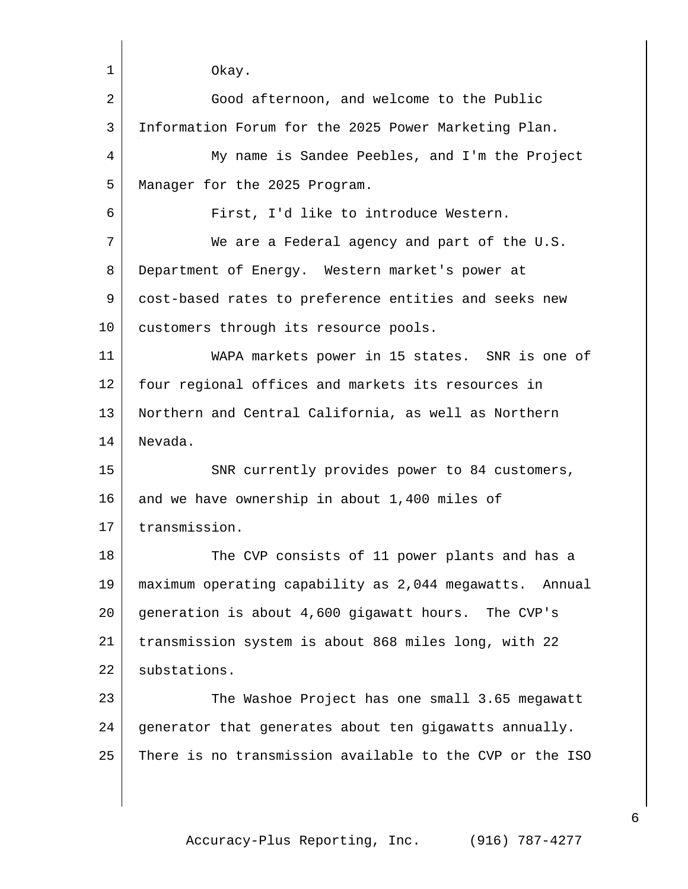Okay.

Good afternoon, and welcome to the Public Information Forum for the 2025 Power Marketing Plan.

My name is Sandee Peebles, and I'm the Project Manager for the 2025 Program.

First, I'd like to introduce Western.

We are a Federal agency and part of the U.S. Department of Energy. Western market's power at cost-based rates to preference entities and seeks new customers through its resource pools.

WAPA markets power in 15 states. SNR is one of four regional offices and markets its resources in Northern and Central California, as well as Northern Nevada.

SNR currently provides power to 84 customers, and we have ownership in about 1,400 miles of transmission.

The CVP consists of 11 power plants and has a maximum operating capability as 2,044 megawatts. Annual generation is about 4,600 gigawatt hours. The CVP's transmission system is about 868 miles long, with 22 substations.

The Washoe Project has one small 3.65 megawatt generator that generates about ten gigawatts annually. There is no transmission available to the CVP or the ISO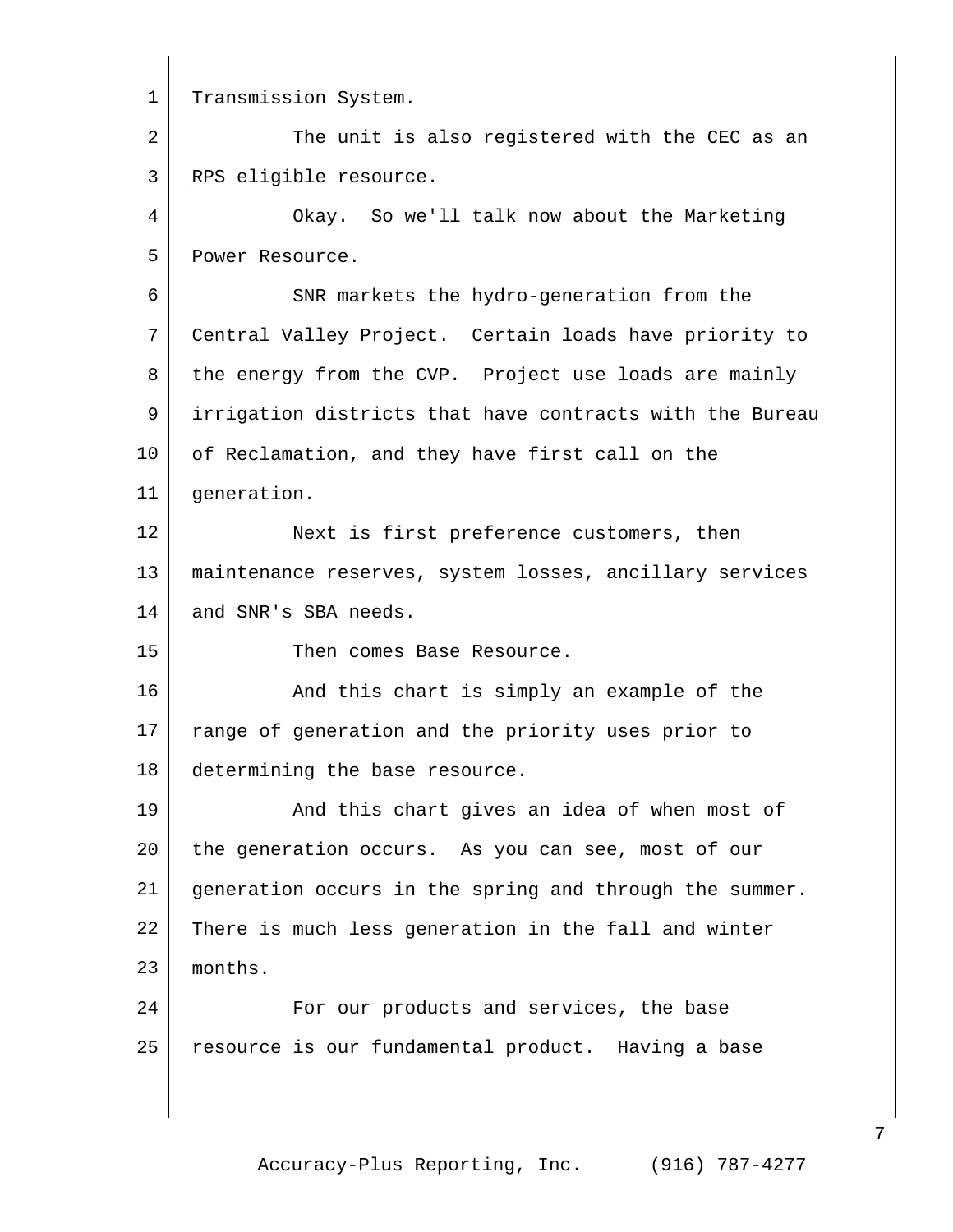Transmission System.

The unit is also registered with the CEC as an RPS eligible resource.

Okay. So we'll talk now about the Marketing Power Resource.

SNR markets the hydro-generation from the Central Valley Project. Certain loads have priority to the energy from the CVP. Project use loads are mainly irrigation districts that have contracts with the Bureau of Reclamation, and they have first call on the generation.

Next is first preference customers, then maintenance reserves, system losses, ancillary services and SNR's SBA needs.

Then comes Base Resource.

And this chart is simply an example of the range of generation and the priority uses prior to determining the base resource.

And this chart gives an idea of when most of the generation occurs. As you can see, most of our generation occurs in the spring and through the summer. There is much less generation in the fall and winter months.

For our products and services, the base resource is our fundamental product. Having a base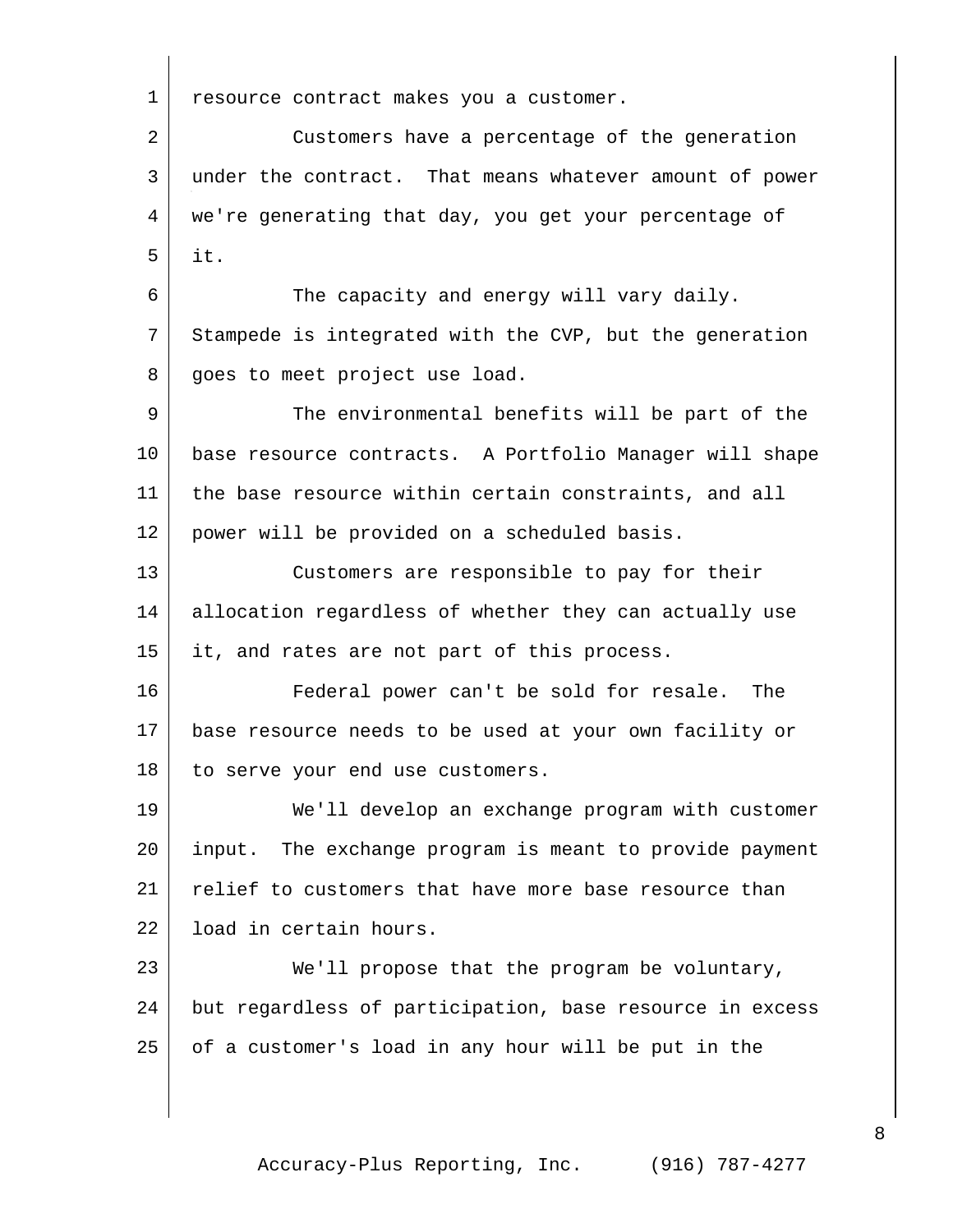resource contract makes you a customer.

Customers have a percentage of the generation under the contract. That means whatever amount of power we're generating that day, you get your percentage of it.

The capacity and energy will vary daily. Stampede is integrated with the CVP, but the generation goes to meet project use load.

The environmental benefits will be part of the base resource contracts. A Portfolio Manager will shape the base resource within certain constraints, and all power will be provided on a scheduled basis.

Customers are responsible to pay for their allocation regardless of whether they can actually use it, and rates are not part of this process.

Federal power can't be sold for resale. The base resource needs to be used at your own facility or to serve your end use customers.

We'll develop an exchange program with customer input. The exchange program is meant to provide payment relief to customers that have more base resource than load in certain hours.

We'll propose that the program be voluntary, but regardless of participation, base resource in excess of a customer's load in any hour will be put in the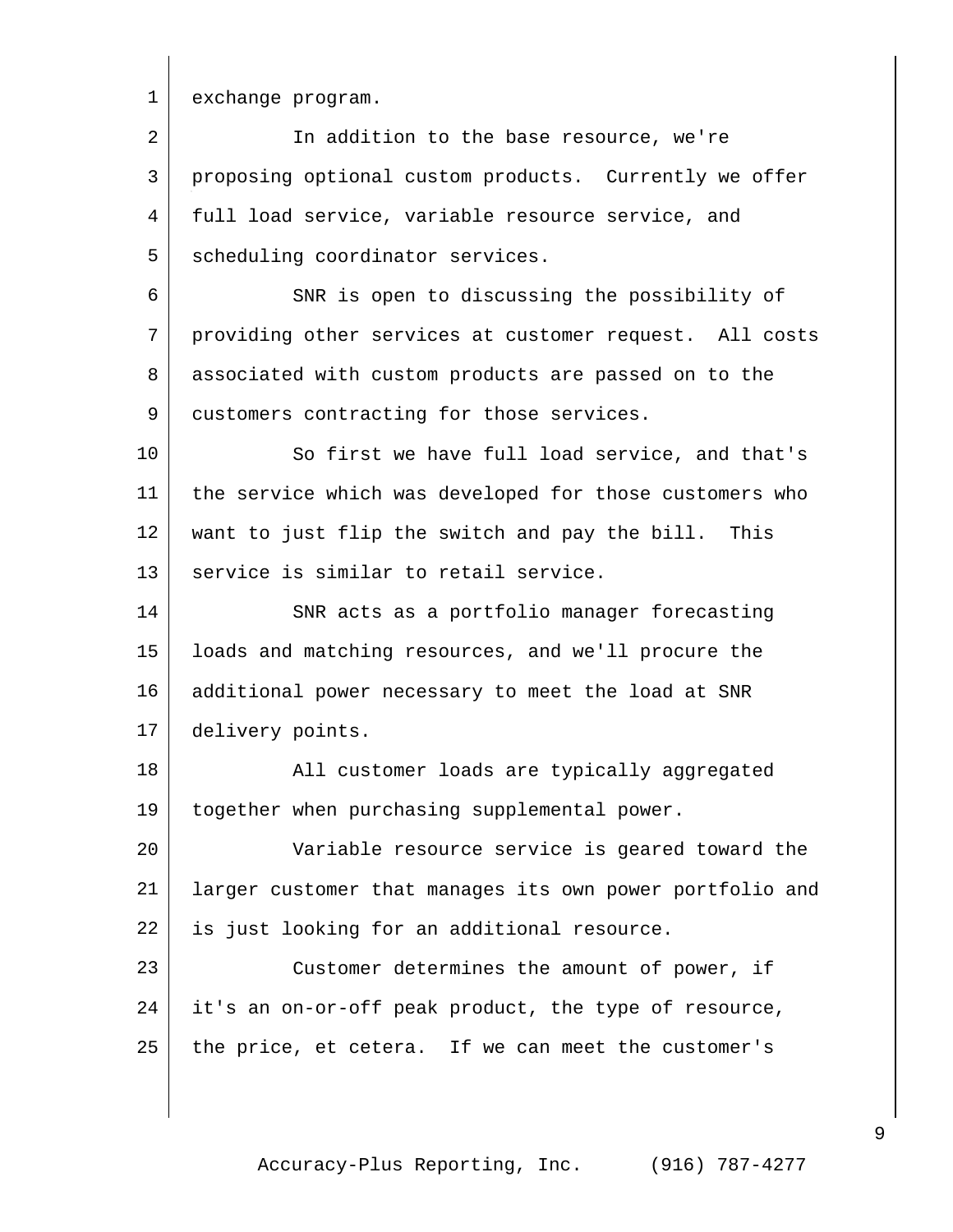exchange program.

In addition to the base resource, we're proposing optional custom products. Currently we offer full load service, variable resource service, and scheduling coordinator services.

SNR is open to discussing the possibility of providing other services at customer request. All costs associated with custom products are passed on to the customers contracting for those services.

So first we have full load service, and that's the service which was developed for those customers who want to just flip the switch and pay the bill. This service is similar to retail service.

SNR acts as a portfolio manager forecasting loads and matching resources, and we'll procure the additional power necessary to meet the load at SNR delivery points.

All customer loads are typically aggregated together when purchasing supplemental power.

Variable resource service is geared toward the larger customer that manages its own power portfolio and is just looking for an additional resource.

Customer determines the amount of power, if it's an on-or-off peak product, the type of resource, the price, et cetera. If we can meet the customer's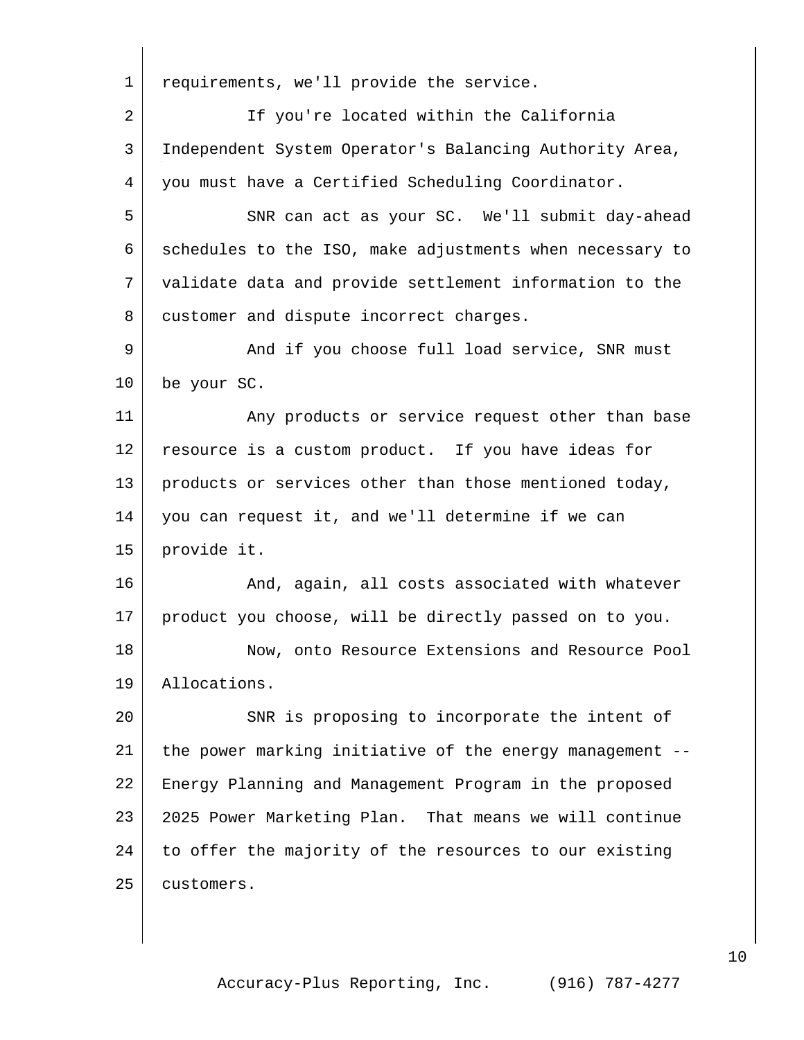requirements, we'll provide the service.

If you're located within the California Independent System Operator's Balancing Authority Area, you must have a Certified Scheduling Coordinator.

SNR can act as your SC. We'll submit day-ahead schedules to the ISO, make adjustments when necessary to validate data and provide settlement information to the customer and dispute incorrect charges.

And if you choose full load service, SNR must be your SC.

Any products or service request other than base resource is a custom product. If you have ideas for products or services other than those mentioned today, you can request it, and we'll determine if we can provide it.

And, again, all costs associated with whatever product you choose, will be directly passed on to you.

Now, onto Resource Extensions and Resource Pool Allocations.

SNR is proposing to incorporate the intent of the power marking initiative of the energy management -- Energy Planning and Management Program in the proposed 2025 Power Marketing Plan. That means we will continue to offer the majority of the resources to our existing customers.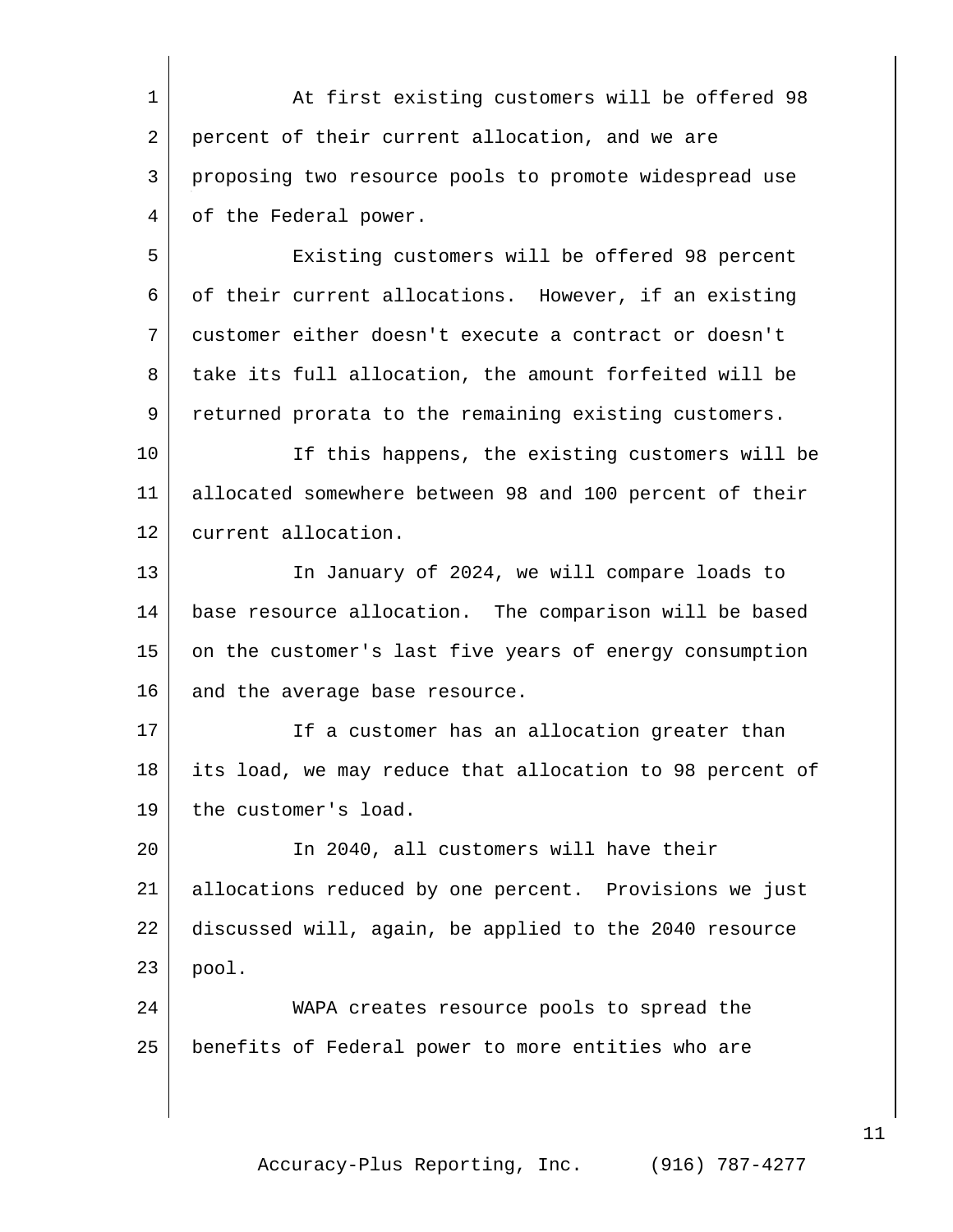At first existing customers will be offered 98 percent of their current allocation, and we are proposing two resource pools to promote widespread use of the Federal power.

Existing customers will be offered 98 percent of their current allocations. However, if an existing customer either doesn't execute a contract or doesn't take its full allocation, the amount forfeited will be returned prorata to the remaining existing customers.

If this happens, the existing customers will be allocated somewhere between 98 and 100 percent of their current allocation.

In January of 2024, we will compare loads to base resource allocation. The comparison will be based on the customer's last five years of energy consumption and the average base resource.

If a customer has an allocation greater than its load, we may reduce that allocation to 98 percent of the customer's load.

In 2040, all customers will have their allocations reduced by one percent. Provisions we just discussed will, again, be applied to the 2040 resource pool.

WAPA creates resource pools to spread the benefits of Federal power to more entities who are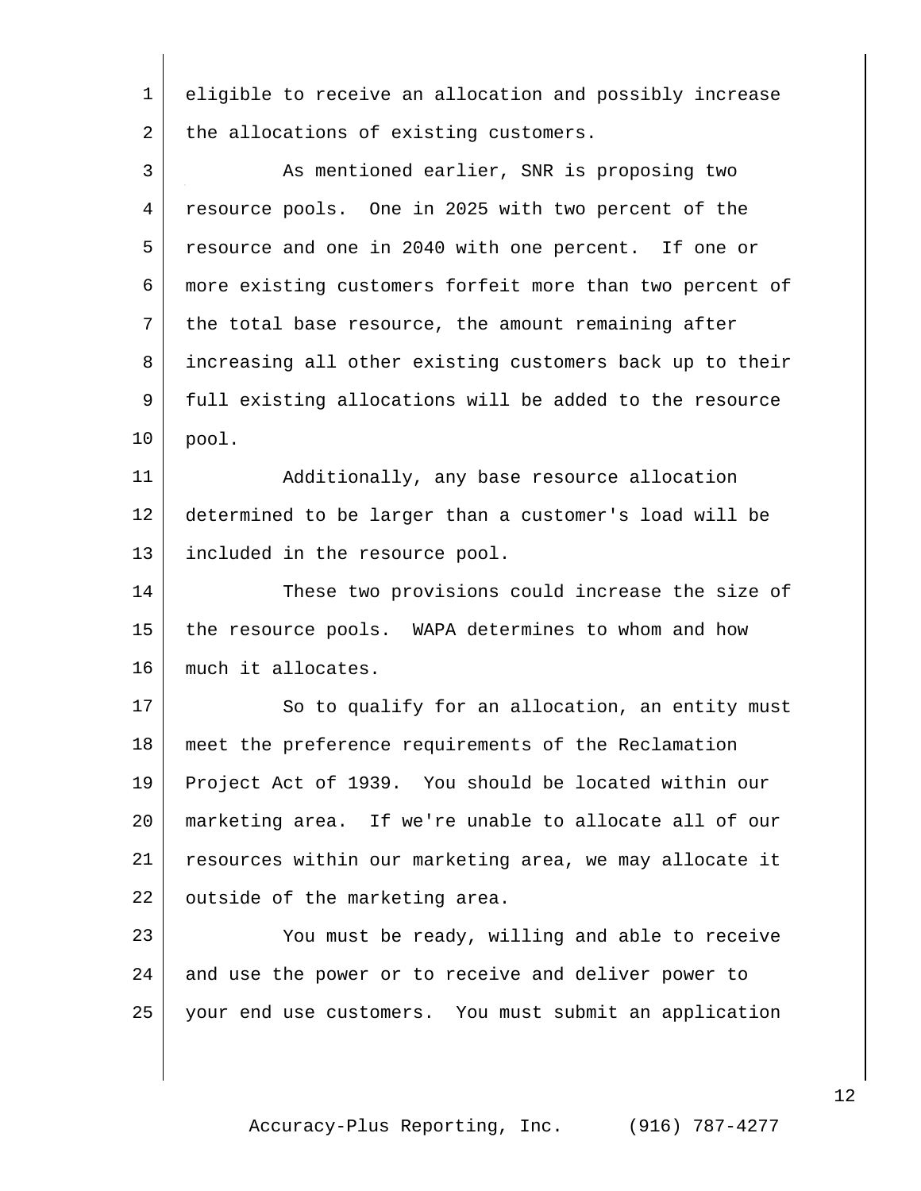eligible to receive an allocation and possibly increase the allocations of existing customers.

As mentioned earlier, SNR is proposing two resource pools. One in 2025 with two percent of the resource and one in 2040 with one percent. If one or more existing customers forfeit more than two percent of the total base resource, the amount remaining after increasing all other existing customers back up to their full existing allocations will be added to the resource pool.

Additionally, any base resource allocation determined to be larger than a customer's load will be included in the resource pool.

These two provisions could increase the size of the resource pools. WAPA determines to whom and how much it allocates.

So to qualify for an allocation, an entity must meet the preference requirements of the Reclamation Project Act of 1939. You should be located within our marketing area. If we're unable to allocate all of our resources within our marketing area, we may allocate it outside of the marketing area.

You must be ready, willing and able to receive and use the power or to receive and deliver power to your end use customers. You must submit an application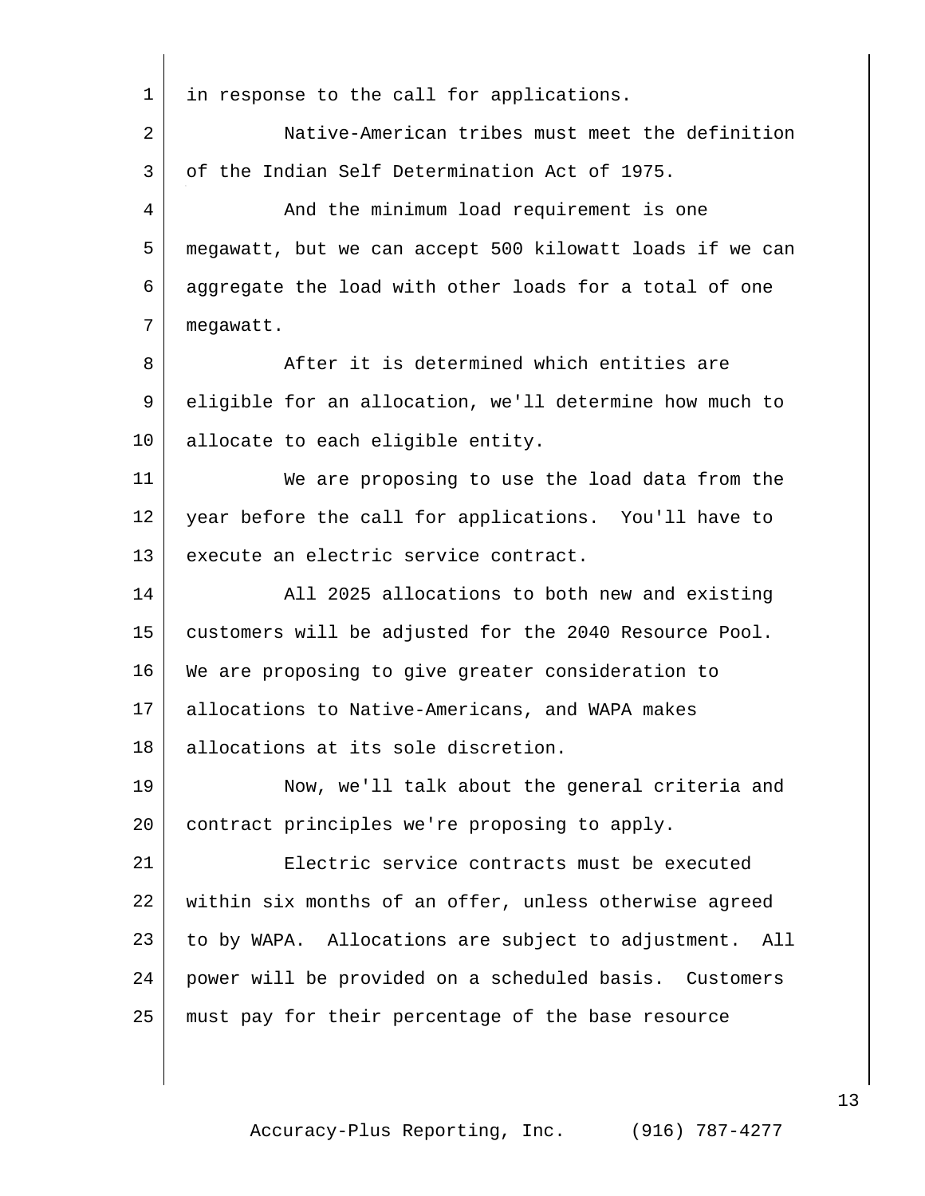in response to the call for applications.

Native-American tribes must meet the definition of the Indian Self Determination Act of 1975.

And the minimum load requirement is one megawatt, but we can accept 500 kilowatt loads if we can aggregate the load with other loads for a total of one megawatt.

After it is determined which entities are eligible for an allocation, we'll determine how much to allocate to each eligible entity.

We are proposing to use the load data from the year before the call for applications. You'll have to execute an electric service contract.

All 2025 allocations to both new and existing customers will be adjusted for the 2040 Resource Pool. We are proposing to give greater consideration to allocations to Native-Americans, and WAPA makes allocations at its sole discretion.

Now, we'll talk about the general criteria and contract principles we're proposing to apply.

Electric service contracts must be executed within six months of an offer, unless otherwise agreed to by WAPA. Allocations are subject to adjustment. All power will be provided on a scheduled basis. Customers must pay for their percentage of the base resource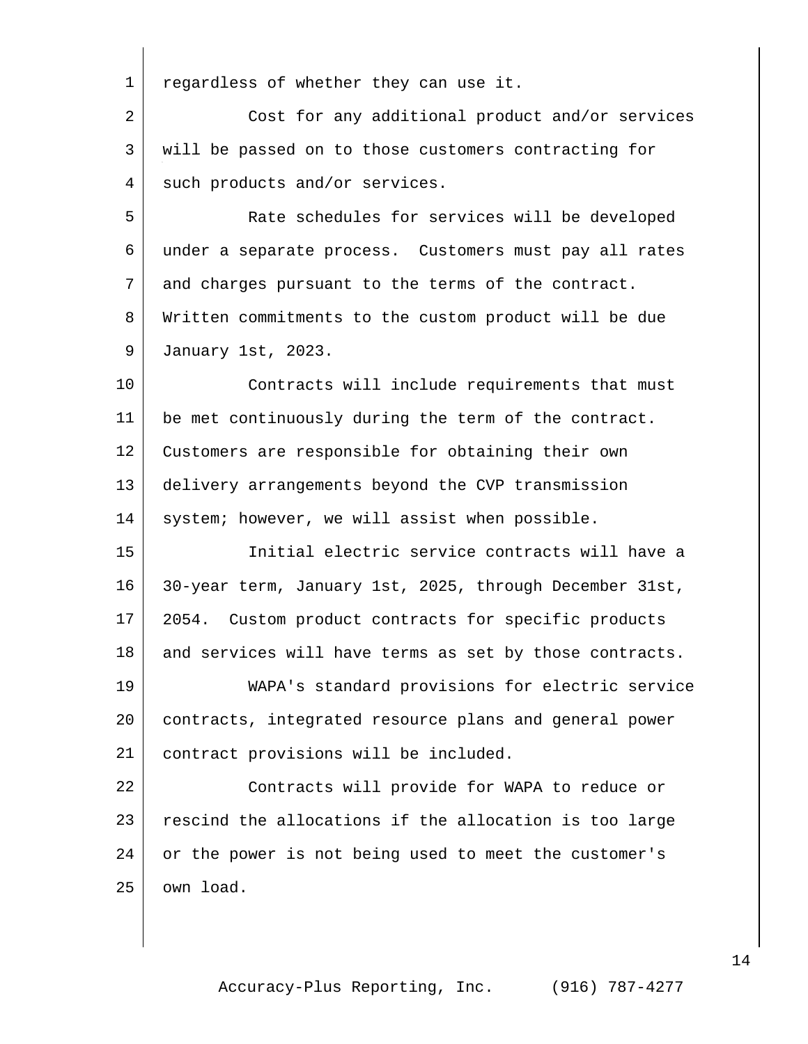regardless of whether they can use it.

Cost for any additional product and/or services will be passed on to those customers contracting for such products and/or services.

Rate schedules for services will be developed under a separate process. Customers must pay all rates and charges pursuant to the terms of the contract. Written commitments to the custom product will be due January 1st, 2023.

Contracts will include requirements that must be met continuously during the term of the contract. Customers are responsible for obtaining their own delivery arrangements beyond the CVP transmission system; however, we will assist when possible.

Initial electric service contracts will have a 30-year term, January 1st, 2025, through December 31st, 2054. Custom product contracts for specific products and services will have terms as set by those contracts.

WAPA's standard provisions for electric service contracts, integrated resource plans and general power contract provisions will be included.

Contracts will provide for WAPA to reduce or rescind the allocations if the allocation is too large or the power is not being used to meet the customer's own load.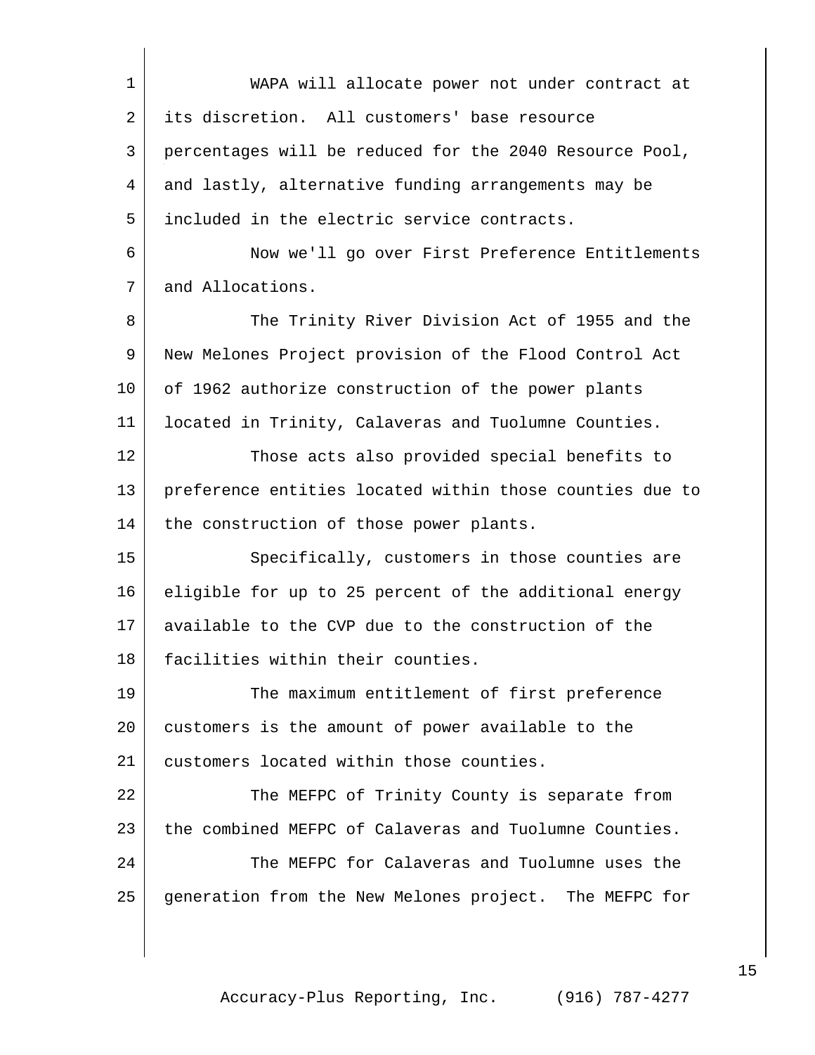WAPA will allocate power not under contract at its discretion. All customers' base resource percentages will be reduced for the 2040 Resource Pool, and lastly, alternative funding arrangements may be included in the electric service contracts.

Now we'll go over First Preference Entitlements and Allocations.

The Trinity River Division Act of 1955 and the New Melones Project provision of the Flood Control Act of 1962 authorize construction of the power plants located in Trinity, Calaveras and Tuolumne Counties.

Those acts also provided special benefits to preference entities located within those counties due to the construction of those power plants.

Specifically, customers in those counties are eligible for up to 25 percent of the additional energy available to the CVP due to the construction of the facilities within their counties.

The maximum entitlement of first preference customers is the amount of power available to the customers located within those counties.

The MEFPC of Trinity County is separate from the combined MEFPC of Calaveras and Tuolumne Counties.

The MEFPC for Calaveras and Tuolumne uses the generation from the New Melones project. The MEFPC for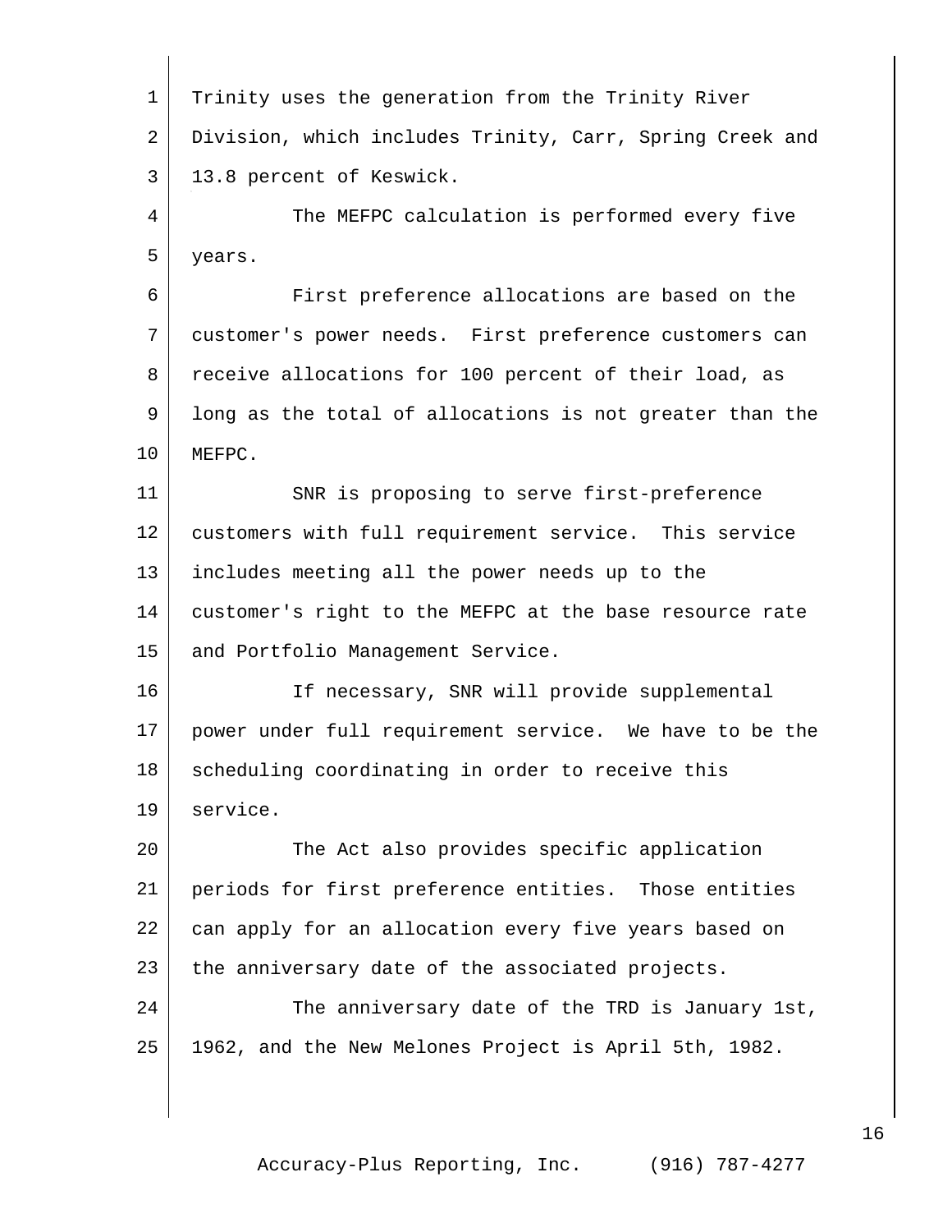Trinity uses the generation from the Trinity River Division, which includes Trinity, Carr, Spring Creek and 13.8 percent of Keswick.

The MEFPC calculation is performed every five years.

First preference allocations are based on the customer's power needs. First preference customers can receive allocations for 100 percent of their load, as long as the total of allocations is not greater than the MEFPC.

SNR is proposing to serve first-preference customers with full requirement service. This service includes meeting all the power needs up to the customer's right to the MEFPC at the base resource rate and Portfolio Management Service.

If necessary, SNR will provide supplemental power under full requirement service. We have to be the scheduling coordinating in order to receive this service.

The Act also provides specific application periods for first preference entities. Those entities can apply for an allocation every five years based on the anniversary date of the associated projects.

The anniversary date of the TRD is January 1st, 1962, and the New Melones Project is April 5th, 1982.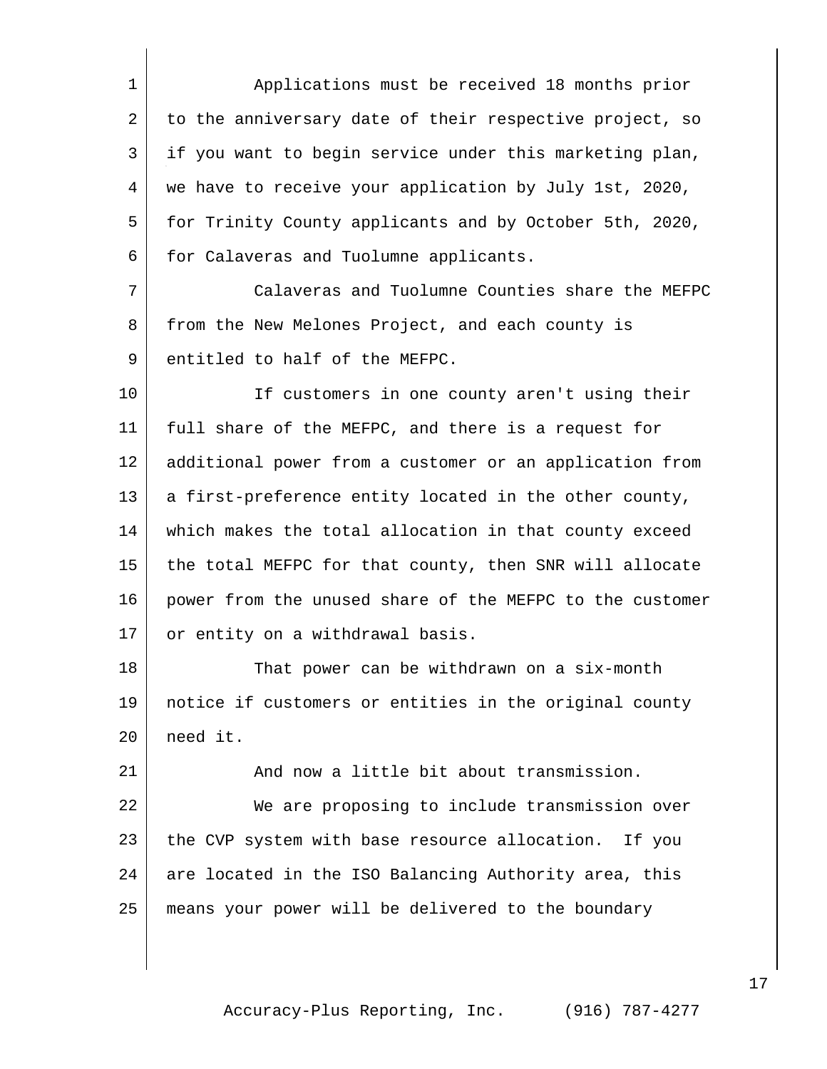Applications must be received 18 months prior to the anniversary date of their respective project, so if you want to begin service under this marketing plan, we have to receive your application by July 1st, 2020, for Trinity County applicants and by October 5th, 2020, for Calaveras and Tuolumne applicants.

Calaveras and Tuolumne Counties share the MEFPC from the New Melones Project, and each county is entitled to half of the MEFPC.

If customers in one county aren't using their full share of the MEFPC, and there is a request for additional power from a customer or an application from a first-preference entity located in the other county, which makes the total allocation in that county exceed the total MEFPC for that county, then SNR will allocate power from the unused share of the MEFPC to the customer or entity on a withdrawal basis.

That power can be withdrawn on a six-month notice if customers or entities in the original county need it.

And now a little bit about transmission.

We are proposing to include transmission over the CVP system with base resource allocation. If you are located in the ISO Balancing Authority area, this means your power will be delivered to the boundary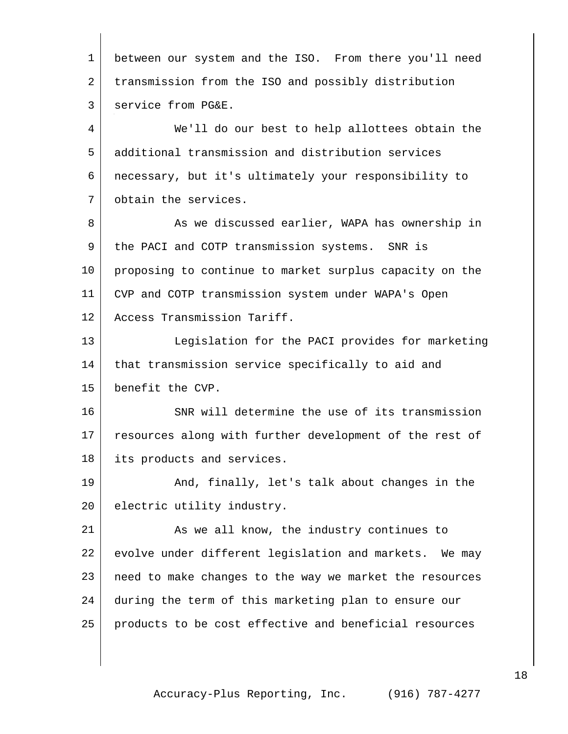between our system and the ISO. From there you'll need transmission from the ISO and possibly distribution service from PG&E.

We'll do our best to help allottees obtain the additional transmission and distribution services necessary, but it's ultimately your responsibility to obtain the services.

As we discussed earlier, WAPA has ownership in the PACI and COTP transmission systems. SNR is proposing to continue to market surplus capacity on the CVP and COTP transmission system under WAPA's Open Access Transmission Tariff.

Legislation for the PACI provides for marketing that transmission service specifically to aid and benefit the CVP.

SNR will determine the use of its transmission resources along with further development of the rest of its products and services.

And, finally, let's talk about changes in the electric utility industry.

As we all know, the industry continues to evolve under different legislation and markets. We may need to make changes to the way we market the resources during the term of this marketing plan to ensure our products to be cost effective and beneficial resources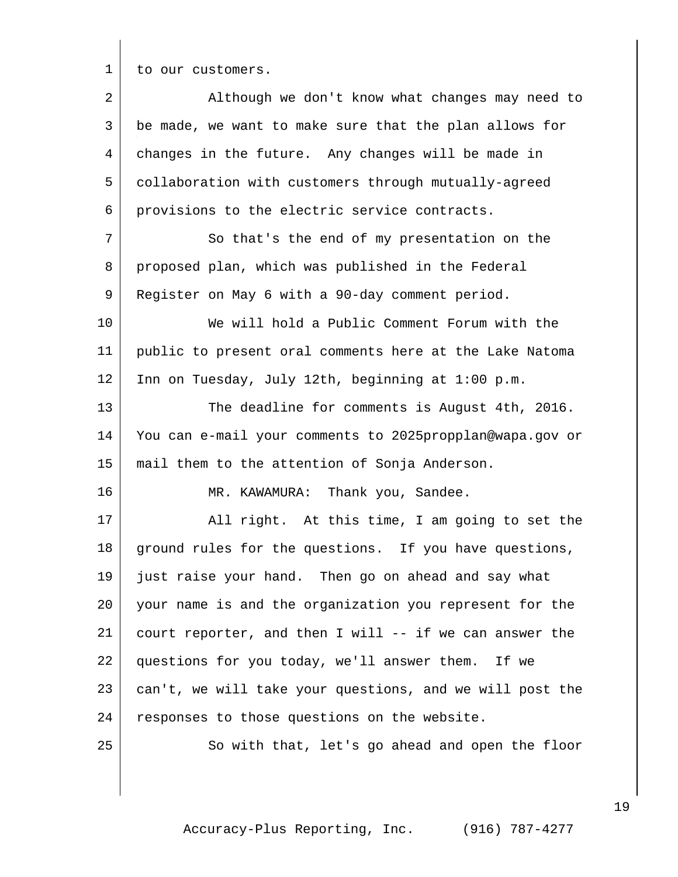to our customers.

Although we don't know what changes may need to be made, we want to make sure that the plan allows for changes in the future. Any changes will be made in collaboration with customers through mutually-agreed provisions to the electric service contracts.

So that's the end of my presentation on the proposed plan, which was published in the Federal Register on May 6 with a 90-day comment period.

We will hold a Public Comment Forum with the public to present oral comments here at the Lake Natoma Inn on Tuesday, July 12th, beginning at 1:00 p.m.

The deadline for comments is August 4th, 2016. You can e-mail your comments to 2025propplan@wapa.gov or mail them to the attention of Sonja Anderson.

MR. KAWAMURA: Thank you, Sandee.

All right. At this time, I am going to set the ground rules for the questions. If you have questions, just raise your hand. Then go on ahead and say what your name is and the organization you represent for the court reporter, and then I will -- if we can answer the questions for you today, we'll answer them. If we can't, we will take your questions, and we will post the responses to those questions on the website.

So with that, let's go ahead and open the floor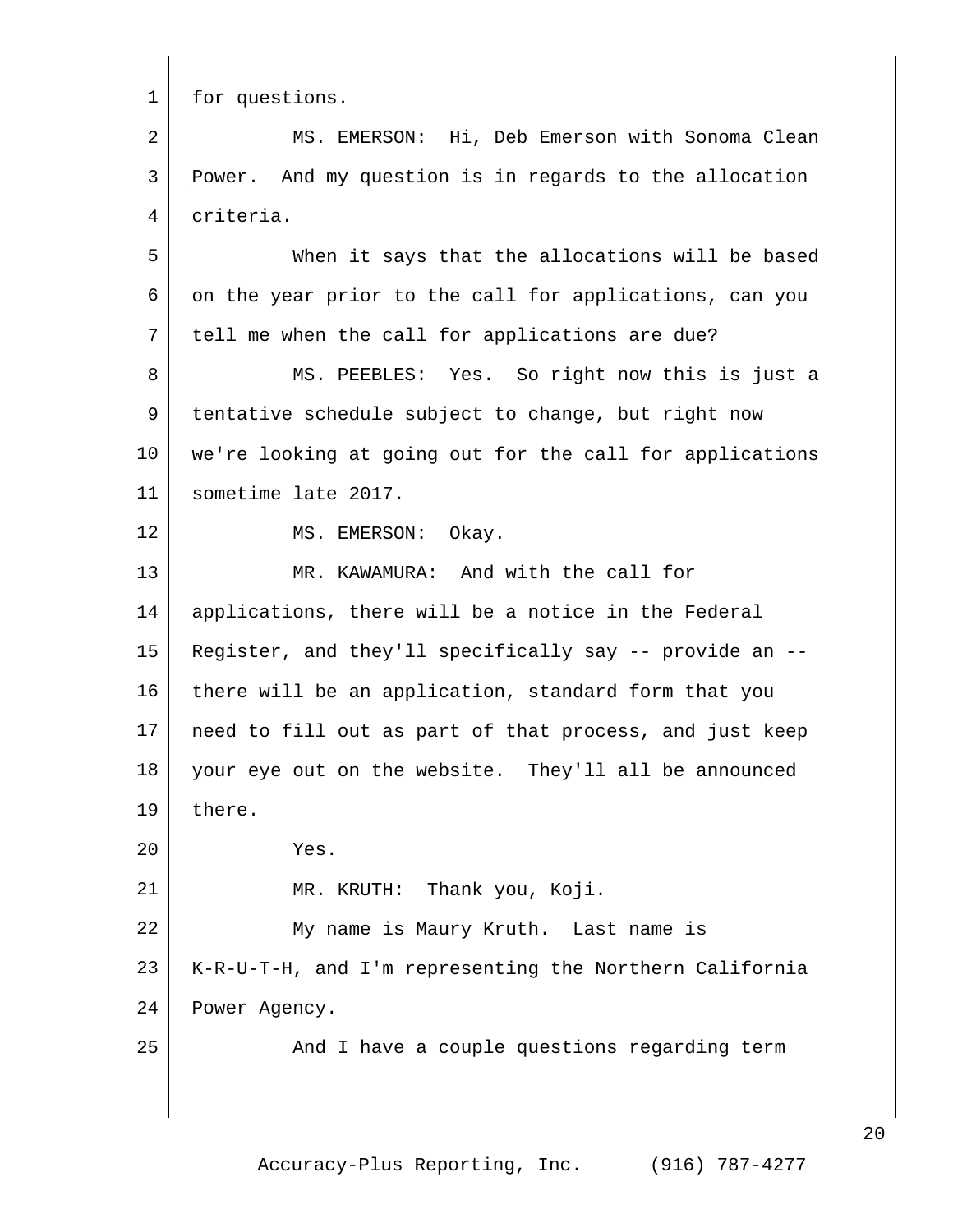for questions.

MS. EMERSON: Hi, Deb Emerson with Sonoma Clean Power. And my question is in regards to the allocation criteria.

When it says that the allocations will be based on the year prior to the call for applications, can you tell me when the call for applications are due?

MS. PEEBLES: Yes. So right now this is just a tentative schedule subject to change, but right now we're looking at going out for the call for applications sometime late 2017.

MS. EMERSON: Okay.

MR. KAWAMURA: And with the call for applications, there will be a notice in the Federal Register, and they'll specifically say -- provide an -- there will be an application, standard form that you need to fill out as part of that process, and just keep your eye out on the website. They'll all be announced there.

Yes.

MR. KRUTH: Thank you, Koji.

My name is Maury Kruth. Last name is K-R-U-T-H, and I'm representing the Northern California Power Agency.

And I have a couple questions regarding term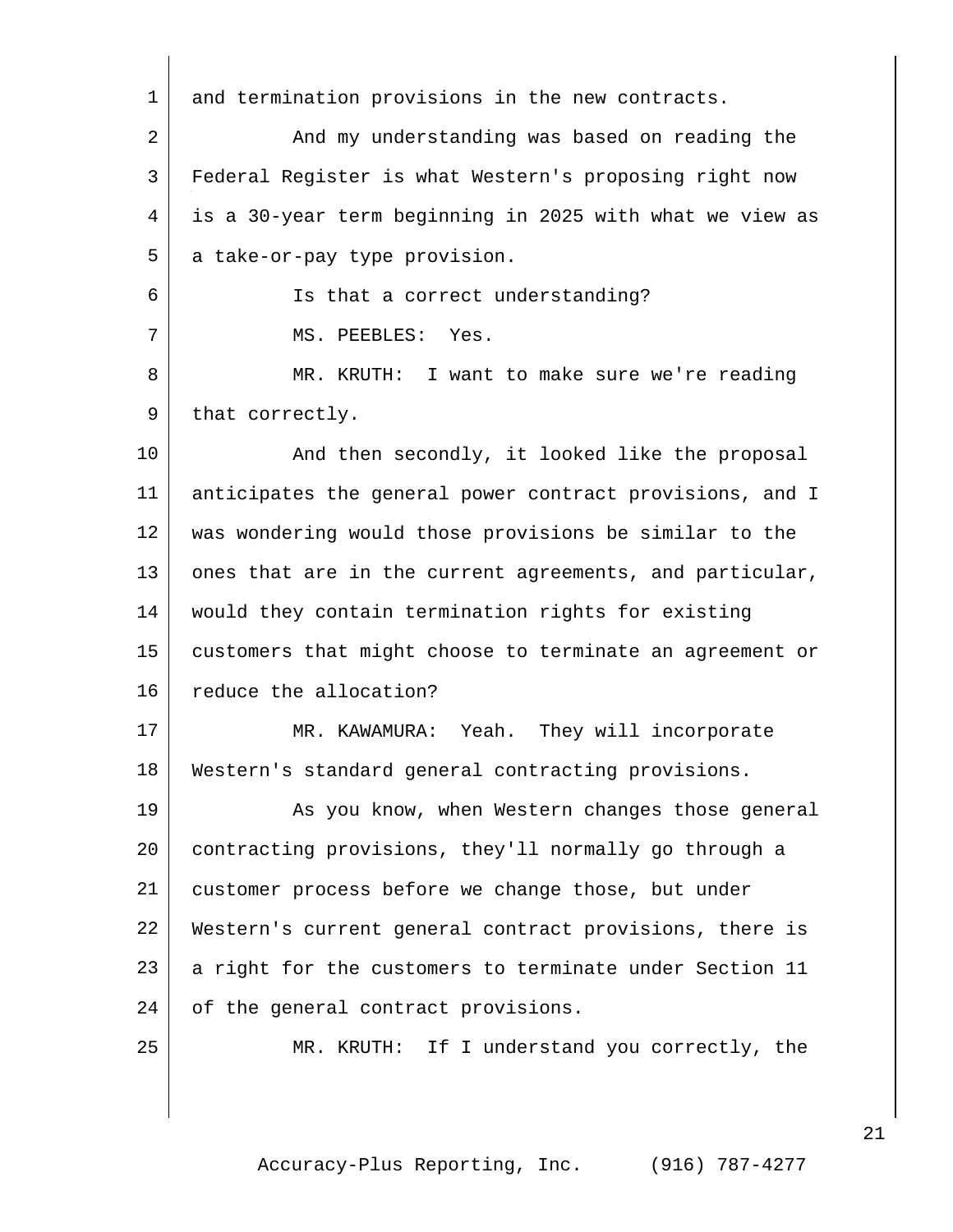and termination provisions in the new contracts.

And my understanding was based on reading the Federal Register is what Western's proposing right now is a 30-year term beginning in 2025 with what we view as a take-or-pay type provision.

Is that a correct understanding?

MS. PEEBLES: Yes.

MR. KRUTH: I want to make sure we're reading that correctly.

And then secondly, it looked like the proposal anticipates the general power contract provisions, and I was wondering would those provisions be similar to the ones that are in the current agreements, and particular, would they contain termination rights for existing customers that might choose to terminate an agreement or reduce the allocation?

MR. KAWAMURA: Yeah. They will incorporate Western's standard general contracting provisions.

As you know, when Western changes those general contracting provisions, they'll normally go through a customer process before we change those, but under Western's current general contract provisions, there is a right for the customers to terminate under Section 11 of the general contract provisions.

MR. KRUTH: If I understand you correctly, the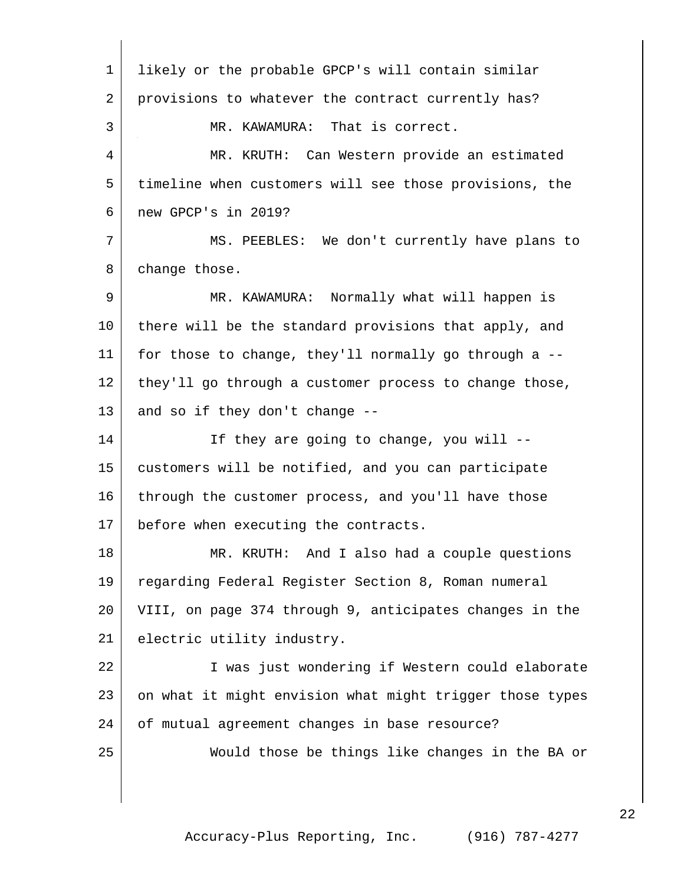likely or the probable GPCP's will contain similar provisions to whatever the contract currently has?

MR. KAWAMURA: That is correct.

MR. KRUTH: Can Western provide an estimated timeline when customers will see those provisions, the new GPCP's in 2019?

MS. PEEBLES: We don't currently have plans to change those.

MR. KAWAMURA: Normally what will happen is there will be the standard provisions that apply, and for those to change, they'll normally go through a -- they'll go through a customer process to change those, and so if they don't change --

If they are going to change, you will -- customers will be notified, and you can participate through the customer process, and you'll have those before when executing the contracts.

MR. KRUTH: And I also had a couple questions regarding Federal Register Section 8, Roman numeral VIII, on page 374 through 9, anticipates changes in the electric utility industry.

I was just wondering if Western could elaborate on what it might envision what might trigger those types of mutual agreement changes in base resource?

Would those be things like changes in the BA or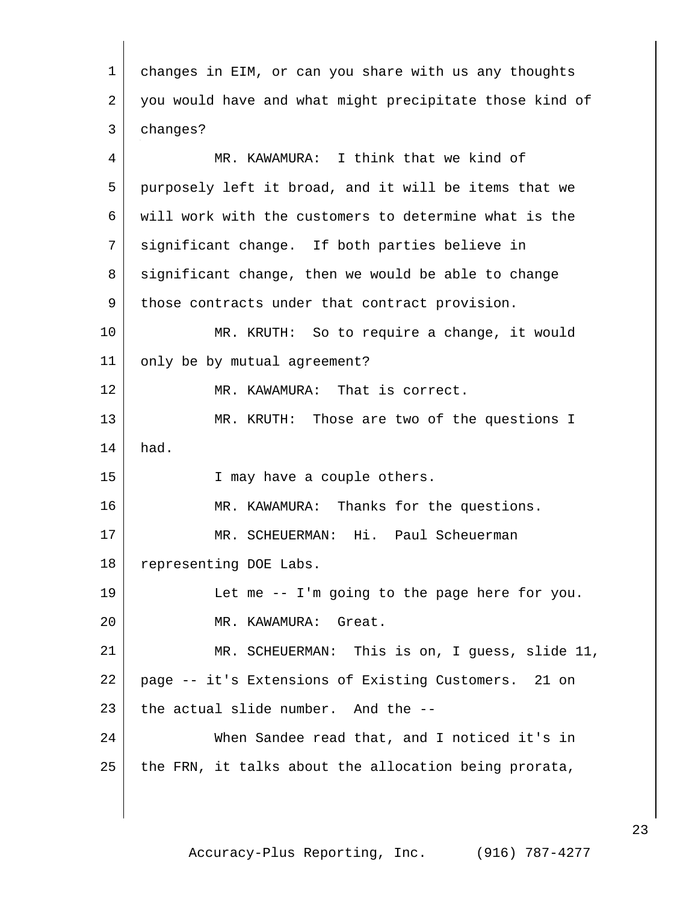changes in EIM, or can you share with us any thoughts you would have and what might precipitate those kind of changes?

MR. KAWAMURA: I think that we kind of purposely left it broad, and it will be items that we will work with the customers to determine what is the significant change. If both parties believe in significant change, then we would be able to change those contracts under that contract provision.

MR. KRUTH: So to require a change, it would only be by mutual agreement?

MR. KAWAMURA: That is correct.

MR. KRUTH: Those are two of the questions I had.

I may have a couple others.

MR. KAWAMURA: Thanks for the questions.

MR. SCHEUERMAN: Hi. Paul Scheuerman representing DOE Labs.

Let me -- I'm going to the page here for you.

MR. KAWAMURA: Great.

MR. SCHEUERMAN: This is on, I guess, slide 11, page -- it's Extensions of Existing Customers. 21 on the actual slide number. And the --

When Sandee read that, and I noticed it's in the FRN, it talks about the allocation being prorata,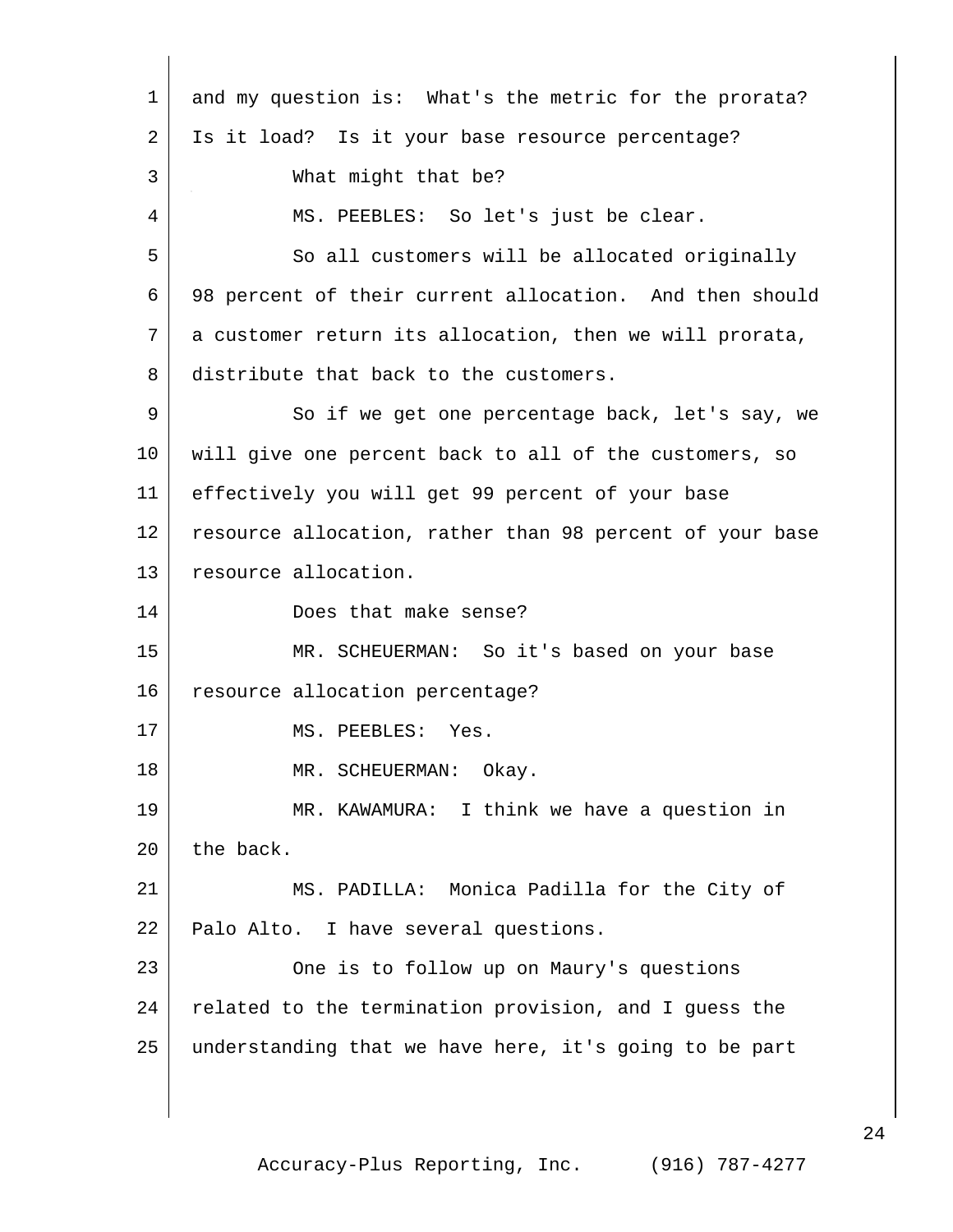and my question is: What's the metric for the prorata? Is it load? Is it your base resource percentage?

What might that be?

MS. PEEBLES: So let's just be clear.

So all customers will be allocated originally 98 percent of their current allocation. And then should a customer return its allocation, then we will prorata, distribute that back to the customers.

So if we get one percentage back, let's say, we will give one percent back to all of the customers, so effectively you will get 99 percent of your base resource allocation, rather than 98 percent of your base resource allocation.

Does that make sense?

MR. SCHEUERMAN: So it's based on your base resource allocation percentage?

MS. PEEBLES: Yes.

MR. SCHEUERMAN: Okay.

MR. KAWAMURA: I think we have a question in the back.

MS. PADILLA: Monica Padilla for the City of Palo Alto. I have several questions.

One is to follow up on Maury's questions related to the termination provision, and I guess the understanding that we have here, it's going to be part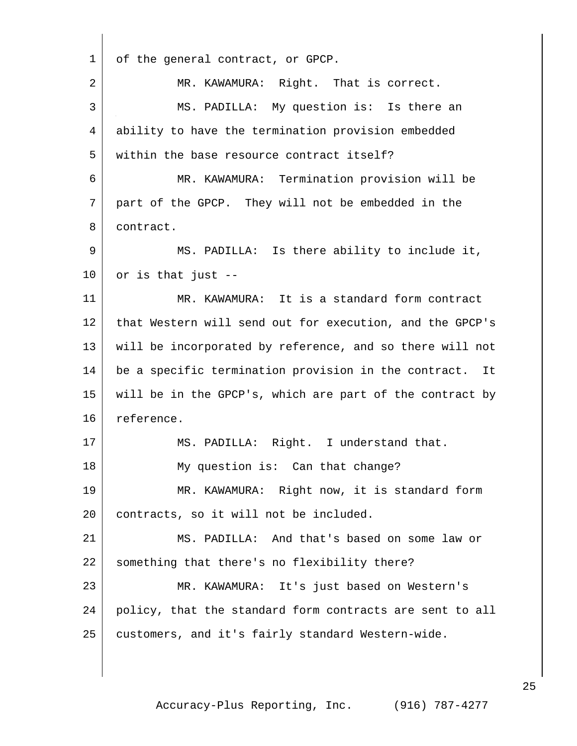of the general contract, or GPCP.

MR. KAWAMURA: Right. That is correct.

MS. PADILLA: My question is: Is there an ability to have the termination provision embedded within the base resource contract itself?

MR. KAWAMURA: Termination provision will be part of the GPCP. They will not be embedded in the contract.

MS. PADILLA: Is there ability to include it, or is that just --

MR. KAWAMURA: It is a standard form contract that Western will send out for execution, and the GPCP's will be incorporated by reference, and so there will not be a specific termination provision in the contract. It will be in the GPCP's, which are part of the contract by reference.

MS. PADILLA: Right. I understand that.

My question is: Can that change?

MR. KAWAMURA: Right now, it is standard form contracts, so it will not be included.

MS. PADILLA: And that's based on some law or something that there's no flexibility there?

MR. KAWAMURA: It's just based on Western's policy, that the standard form contracts are sent to all customers, and it's fairly standard Western-wide.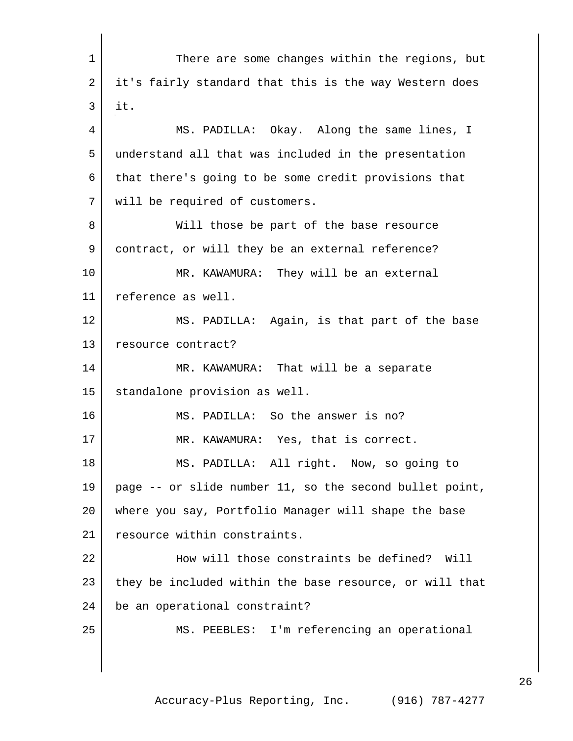There are some changes within the regions, but it's fairly standard that this is the way Western does it.

MS. PADILLA: Okay. Along the same lines, I understand all that was included in the presentation that there's going to be some credit provisions that will be required of customers.

Will those be part of the base resource contract, or will they be an external reference?

MR. KAWAMURA: They will be an external reference as well.

MS. PADILLA: Again, is that part of the base resource contract?

MR. KAWAMURA: That will be a separate standalone provision as well.

MS. PADILLA: So the answer is no?

MR. KAWAMURA: Yes, that is correct.

MS. PADILLA: All right. Now, so going to page -- or slide number 11, so the second bullet point, where you say, Portfolio Manager will shape the base resource within constraints.

How will those constraints be defined? Will they be included within the base resource, or will that be an operational constraint?

MS. PEEBLES: I'm referencing an operational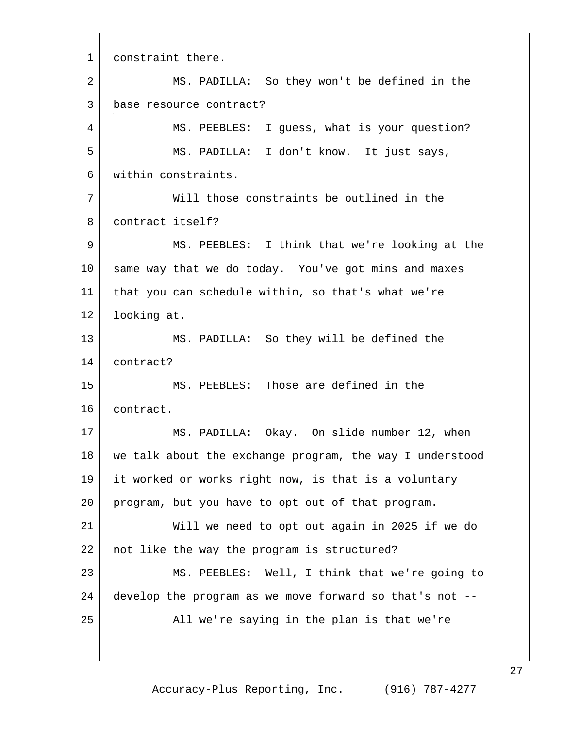constraint there.

MS. PADILLA: So they won't be defined in the base resource contract?

MS. PEEBLES: I guess, what is your question?

MS. PADILLA: I don't know. It just says, within constraints.

Will those constraints be outlined in the contract itself?

MS. PEEBLES: I think that we're looking at the same way that we do today. You've got mins and maxes that you can schedule within, so that's what we're looking at.

MS. PADILLA: So they will be defined the contract?

MS. PEEBLES: Those are defined in the contract.

MS. PADILLA: Okay. On slide number 12, when we talk about the exchange program, the way I understood it worked or works right now, is that is a voluntary program, but you have to opt out of that program.

Will we need to opt out again in 2025 if we do not like the way the program is structured?

MS. PEEBLES: Well, I think that we're going to develop the program as we move forward so that's not --

All we're saying in the plan is that we're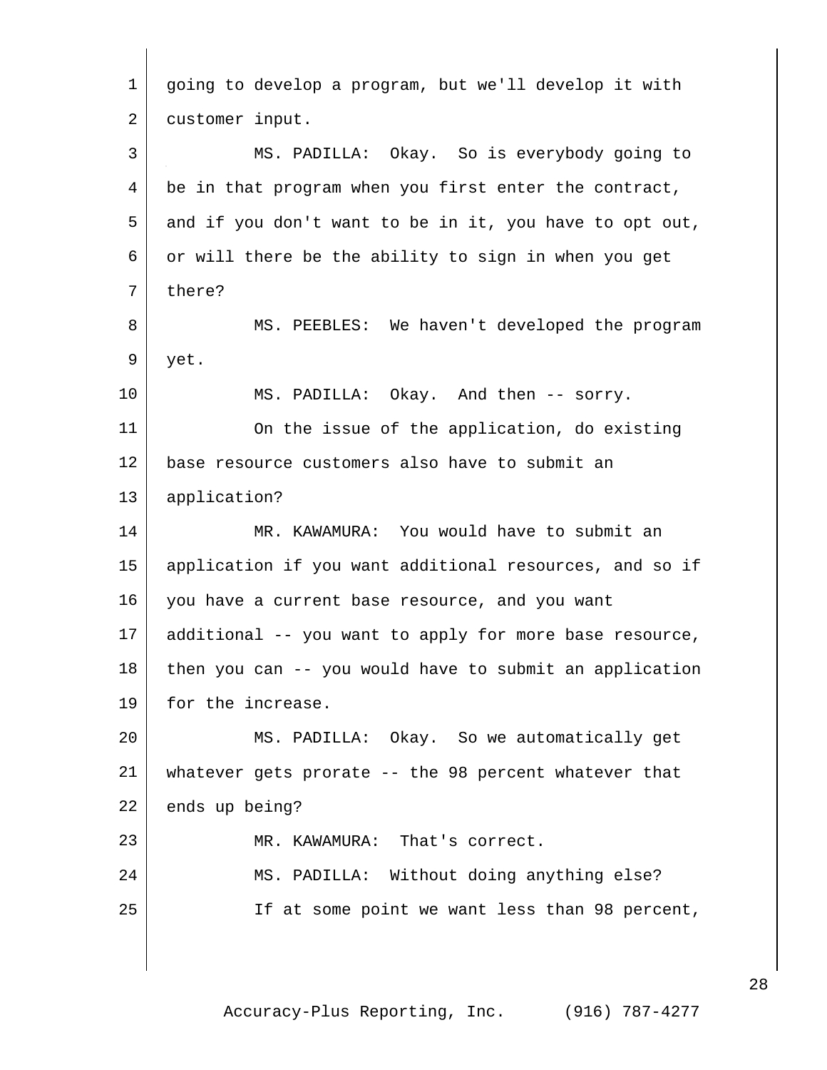going to develop a program, but we'll develop it with customer input.

MS. PADILLA: Okay. So is everybody going to be in that program when you first enter the contract, and if you don't want to be in it, you have to opt out, or will there be the ability to sign in when you get there?

MS. PEEBLES: We haven't developed the program yet.

MS. PADILLA: Okay. And then -- sorry.

On the issue of the application, do existing base resource customers also have to submit an application?

MR. KAWAMURA: You would have to submit an application if you want additional resources, and so if you have a current base resource, and you want additional -- you want to apply for more base resource, then you can -- you would have to submit an application for the increase.

MS. PADILLA: Okay. So we automatically get whatever gets prorate -- the 98 percent whatever that ends up being?

MR. KAWAMURA: That's correct.

MS. PADILLA: Without doing anything else?

If at some point we want less than 98 percent,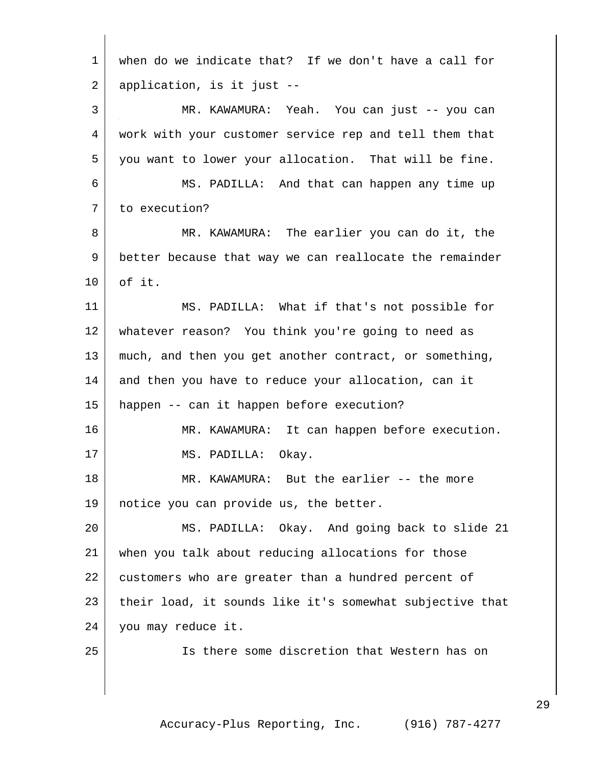when do we indicate that? If we don't have a call for application, is it just --

MR. KAWAMURA: Yeah. You can just -- you can work with your customer service rep and tell them that you want to lower your allocation. That will be fine.

MS. PADILLA: And that can happen any time up to execution?

MR. KAWAMURA: The earlier you can do it, the better because that way we can reallocate the remainder of it.

MS. PADILLA: What if that's not possible for whatever reason? You think you're going to need as much, and then you get another contract, or something, and then you have to reduce your allocation, can it happen -- can it happen before execution?

MR. KAWAMURA: It can happen before execution.

MS. PADILLA: Okay.

MR. KAWAMURA: But the earlier -- the more notice you can provide us, the better.

MS. PADILLA: Okay. And going back to slide 21 when you talk about reducing allocations for those customers who are greater than a hundred percent of their load, it sounds like it's somewhat subjective that you may reduce it.

Is there some discretion that Western has on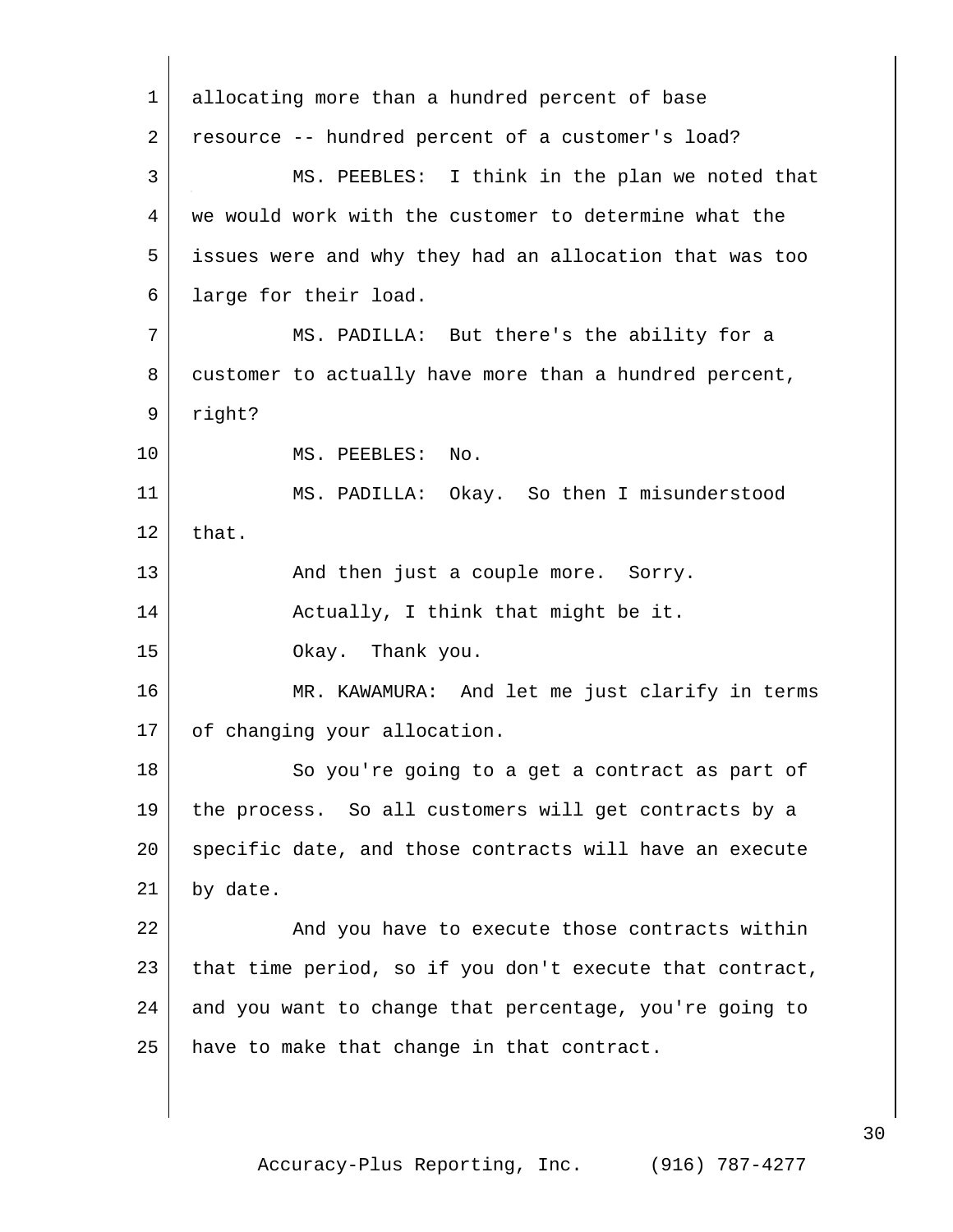allocating more than a hundred percent of base resource -- hundred percent of a customer's load?

MS. PEEBLES: I think in the plan we noted that we would work with the customer to determine what the issues were and why they had an allocation that was too large for their load.

MS. PADILLA: But there's the ability for a customer to actually have more than a hundred percent, right?

MS. PEEBLES: No.

MS. PADILLA: Okay. So then I misunderstood that.

And then just a couple more. Sorry.

Actually, I think that might be it.

Okay. Thank you.

MR. KAWAMURA: And let me just clarify in terms of changing your allocation.

So you're going to a get a contract as part of the process. So all customers will get contracts by a specific date, and those contracts will have an execute by date.

And you have to execute those contracts within that time period, so if you don't execute that contract, and you want to change that percentage, you're going to have to make that change in that contract.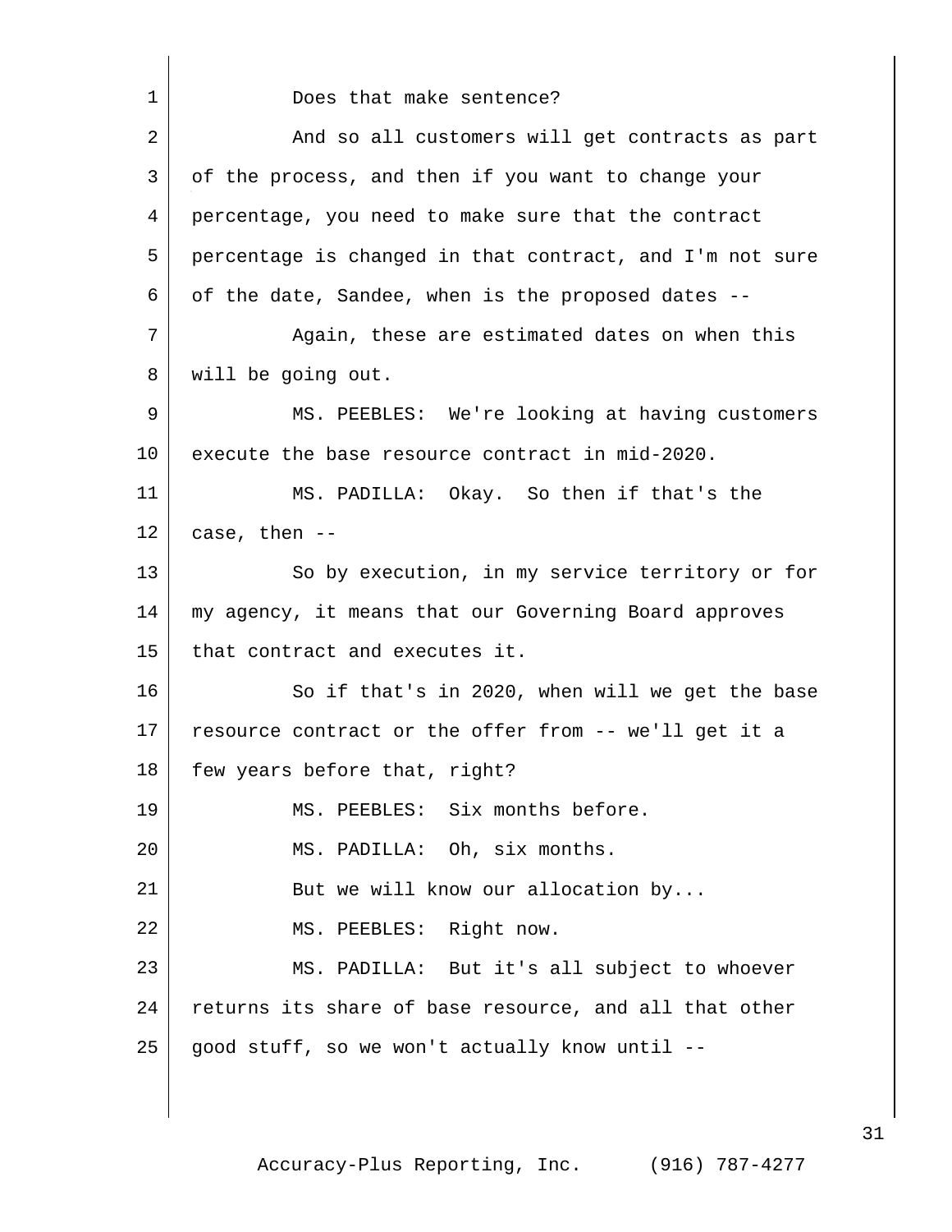Does that make sentence?

And so all customers will get contracts as part of the process, and then if you want to change your percentage, you need to make sure that the contract percentage is changed in that contract, and I'm not sure of the date, Sandee, when is the proposed dates --

Again, these are estimated dates on when this will be going out.

MS. PEEBLES: We're looking at having customers execute the base resource contract in mid-2020.

MS. PADILLA: Okay. So then if that's the case, then --

So by execution, in my service territory or for my agency, it means that our Governing Board approves that contract and executes it.

So if that's in 2020, when will we get the base resource contract or the offer from -- we'll get it a few years before that, right?

MS. PEEBLES: Six months before.

MS. PADILLA: Oh, six months.

But we will know our allocation by...

MS. PEEBLES: Right now.

MS. PADILLA: But it's all subject to whoever returns its share of base resource, and all that other good stuff, so we won't actually know until --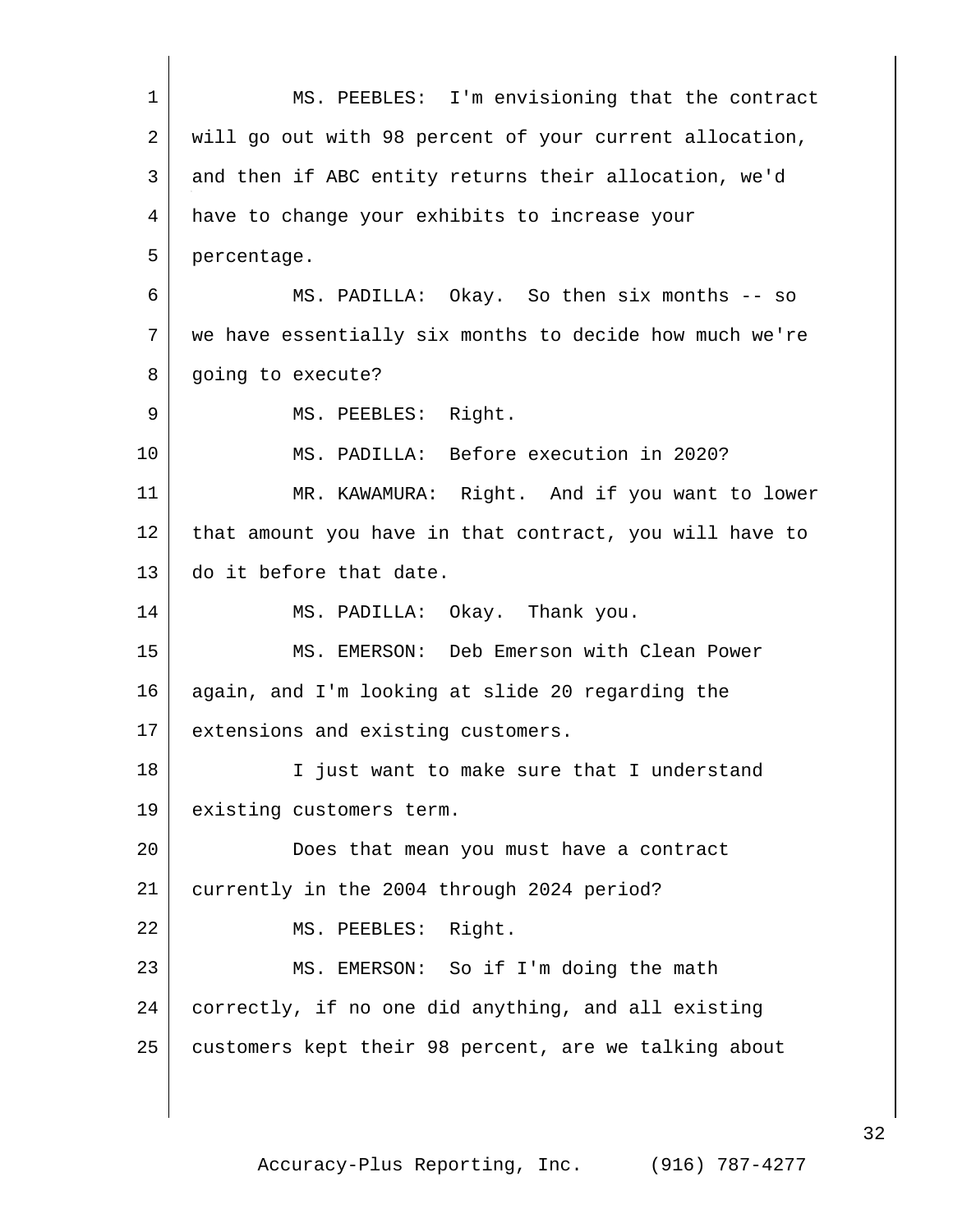MS. PEEBLES: I'm envisioning that the contract will go out with 98 percent of your current allocation, and then if ABC entity returns their allocation, we'd have to change your exhibits to increase your percentage.

MS. PADILLA: Okay. So then six months -- so we have essentially six months to decide how much we're going to execute?

MS. PEEBLES: Right.

MS. PADILLA: Before execution in 2020?

MR. KAWAMURA: Right. And if you want to lower that amount you have in that contract, you will have to do it before that date.

MS. PADILLA: Okay. Thank you.

MS. EMERSON: Deb Emerson with Clean Power again, and I'm looking at slide 20 regarding the extensions and existing customers.

I just want to make sure that I understand existing customers term.

Does that mean you must have a contract currently in the 2004 through 2024 period?

MS. PEEBLES: Right.

MS. EMERSON: So if I'm doing the math correctly, if no one did anything, and all existing customers kept their 98 percent, are we talking about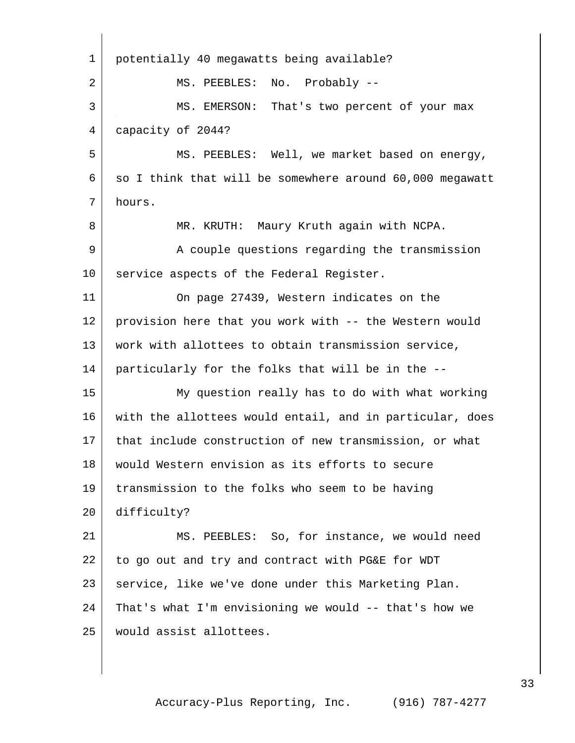potentially 40 megawatts being available?

MS. PEEBLES: No. Probably --

MS. EMERSON: That's two percent of your max capacity of 2044?

MS. PEEBLES: Well, we market based on energy, so I think that will be somewhere around 60,000 megawatt hours.

MR. KRUTH: Maury Kruth again with NCPA.

A couple questions regarding the transmission service aspects of the Federal Register.

On page 27439, Western indicates on the provision here that you work with -- the Western would work with allottees to obtain transmission service, particularly for the folks that will be in the --

My question really has to do with what working with the allottees would entail, and in particular, does that include construction of new transmission, or what would Western envision as its efforts to secure transmission to the folks who seem to be having difficulty?

MS. PEEBLES: So, for instance, we would need to go out and try and contract with PG&E for WDT service, like we've done under this Marketing Plan. That's what I'm envisioning we would -- that's how we would assist allottees.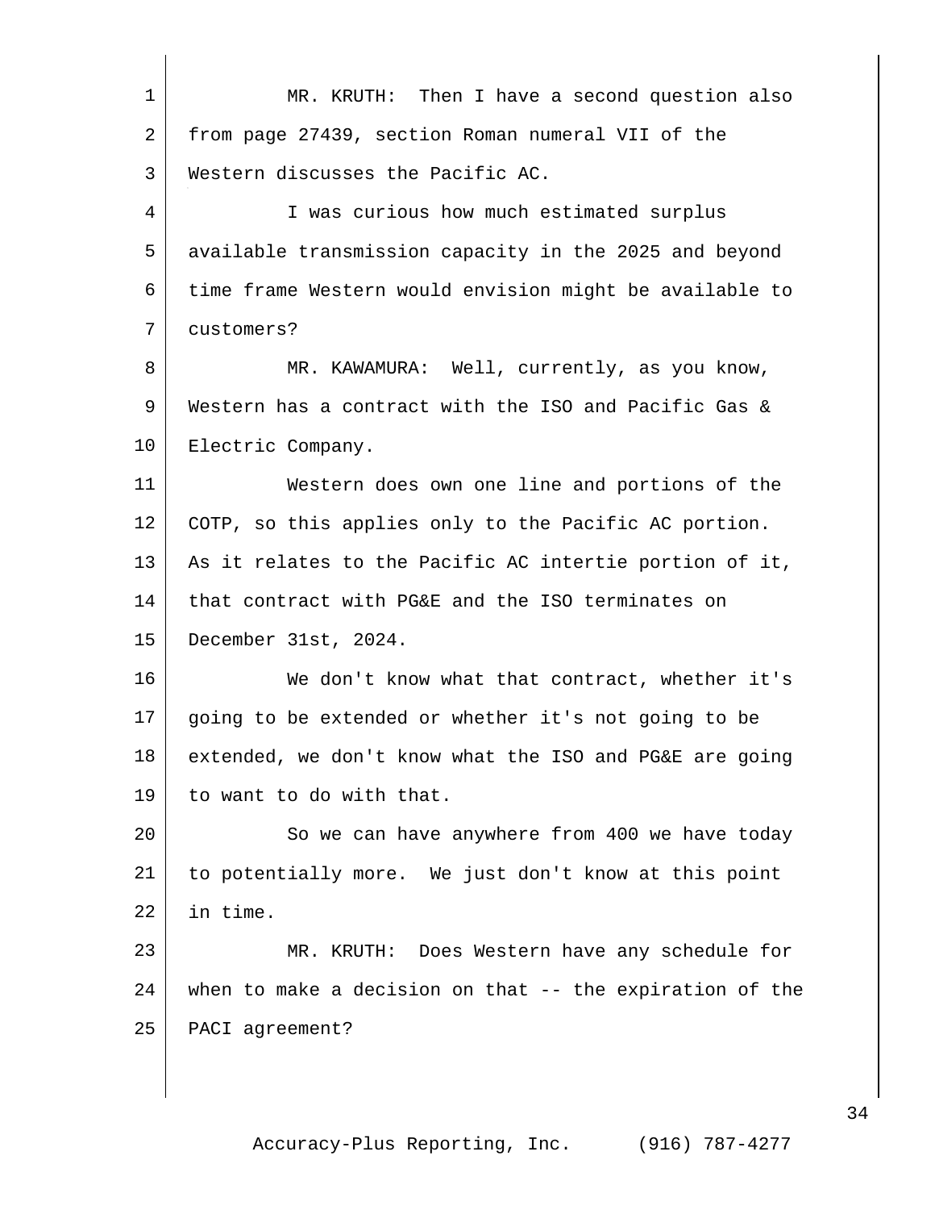MR. KRUTH: Then I have a second question also from page 27439, section Roman numeral VII of the Western discusses the Pacific AC.

I was curious how much estimated surplus available transmission capacity in the 2025 and beyond time frame Western would envision might be available to customers?

MR. KAWAMURA: Well, currently, as you know, Western has a contract with the ISO and Pacific Gas & Electric Company.

Western does own one line and portions of the COTP, so this applies only to the Pacific AC portion. As it relates to the Pacific AC intertie portion of it, that contract with PG&E and the ISO terminates on December 31st, 2024.

We don't know what that contract, whether it's going to be extended or whether it's not going to be extended, we don't know what the ISO and PG&E are going to want to do with that.

So we can have anywhere from 400 we have today to potentially more. We just don't know at this point in time.

MR. KRUTH: Does Western have any schedule for when to make a decision on that -- the expiration of the PACI agreement?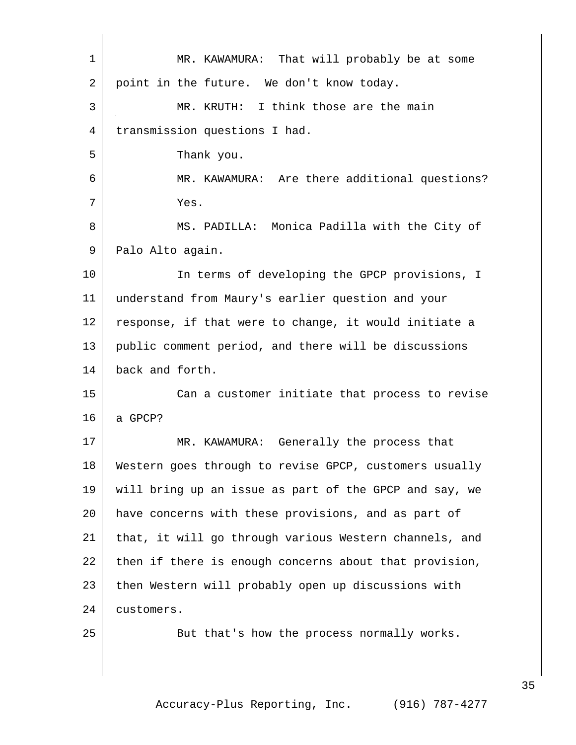MR. KAWAMURA: That will probably be at some point in the future. We don't know today.

MR. KRUTH: I think those are the main transmission questions I had.

Thank you.

MR. KAWAMURA: Are there additional questions?

Yes.

MS. PADILLA: Monica Padilla with the City of Palo Alto again.

In terms of developing the GPCP provisions, I understand from Maury's earlier question and your response, if that were to change, it would initiate a public comment period, and there will be discussions back and forth.

Can a customer initiate that process to revise a GPCP?

MR. KAWAMURA: Generally the process that Western goes through to revise GPCP, customers usually will bring up an issue as part of the GPCP and say, we have concerns with these provisions, and as part of that, it will go through various Western channels, and then if there is enough concerns about that provision, then Western will probably open up discussions with customers.

But that's how the process normally works.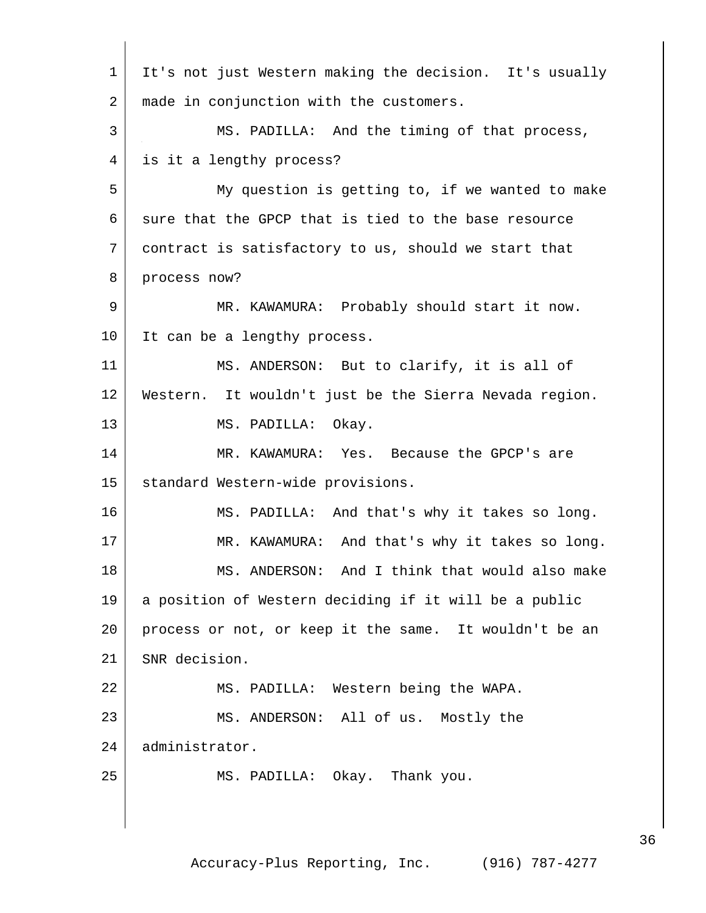It's not just Western making the decision. It's usually made in conjunction with the customers.

MS. PADILLA: And the timing of that process, is it a lengthy process?

My question is getting to, if we wanted to make sure that the GPCP that is tied to the base resource contract is satisfactory to us, should we start that process now?

MR. KAWAMURA: Probably should start it now. It can be a lengthy process.

MS. ANDERSON: But to clarify, it is all of Western. It wouldn't just be the Sierra Nevada region.

MS. PADILLA: Okay.

MR. KAWAMURA: Yes. Because the GPCP's are standard Western-wide provisions.

MS. PADILLA: And that's why it takes so long.

MR. KAWAMURA: And that's why it takes so long.

MS. ANDERSON: And I think that would also make a position of Western deciding if it will be a public process or not, or keep it the same. It wouldn't be an SNR decision.

MS. PADILLA: Western being the WAPA.

MS. ANDERSON: All of us. Mostly the administrator.

MS. PADILLA: Okay. Thank you.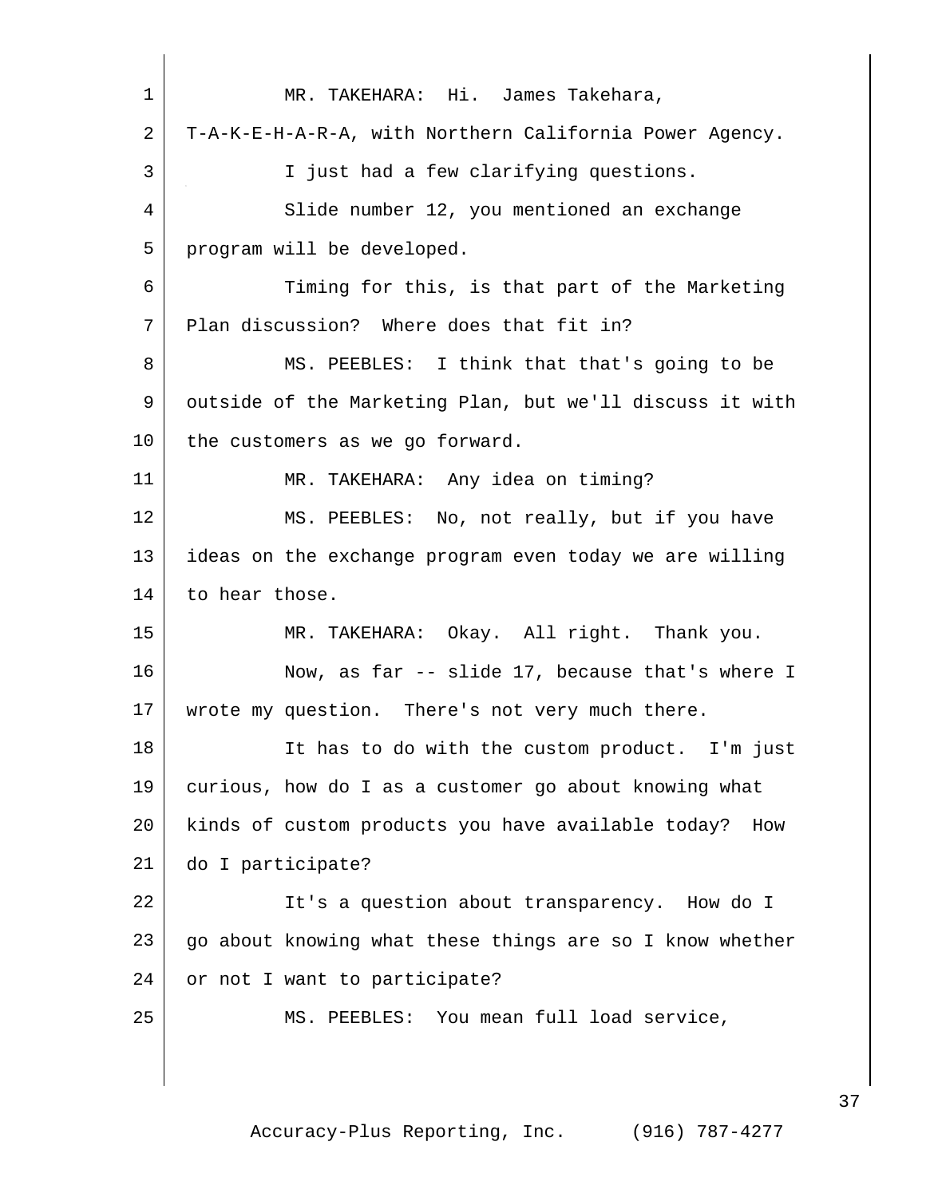MR. TAKEHARA: Hi. James Takehara, T-A-K-E-H-A-R-A, with Northern California Power Agency.

I just had a few clarifying questions.

Slide number 12, you mentioned an exchange program will be developed.

Timing for this, is that part of the Marketing Plan discussion? Where does that fit in?

MS. PEEBLES: I think that that's going to be outside of the Marketing Plan, but we'll discuss it with the customers as we go forward.

MR. TAKEHARA: Any idea on timing?

MS. PEEBLES: No, not really, but if you have ideas on the exchange program even today we are willing to hear those.

MR. TAKEHARA: Okay. All right. Thank you.

Now, as far -- slide 17, because that's where I wrote my question. There's not very much there.

It has to do with the custom product. I'm just curious, how do I as a customer go about knowing what kinds of custom products you have available today? How do I participate?

It's a question about transparency. How do I go about knowing what these things are so I know whether or not I want to participate?

MS. PEEBLES: You mean full load service,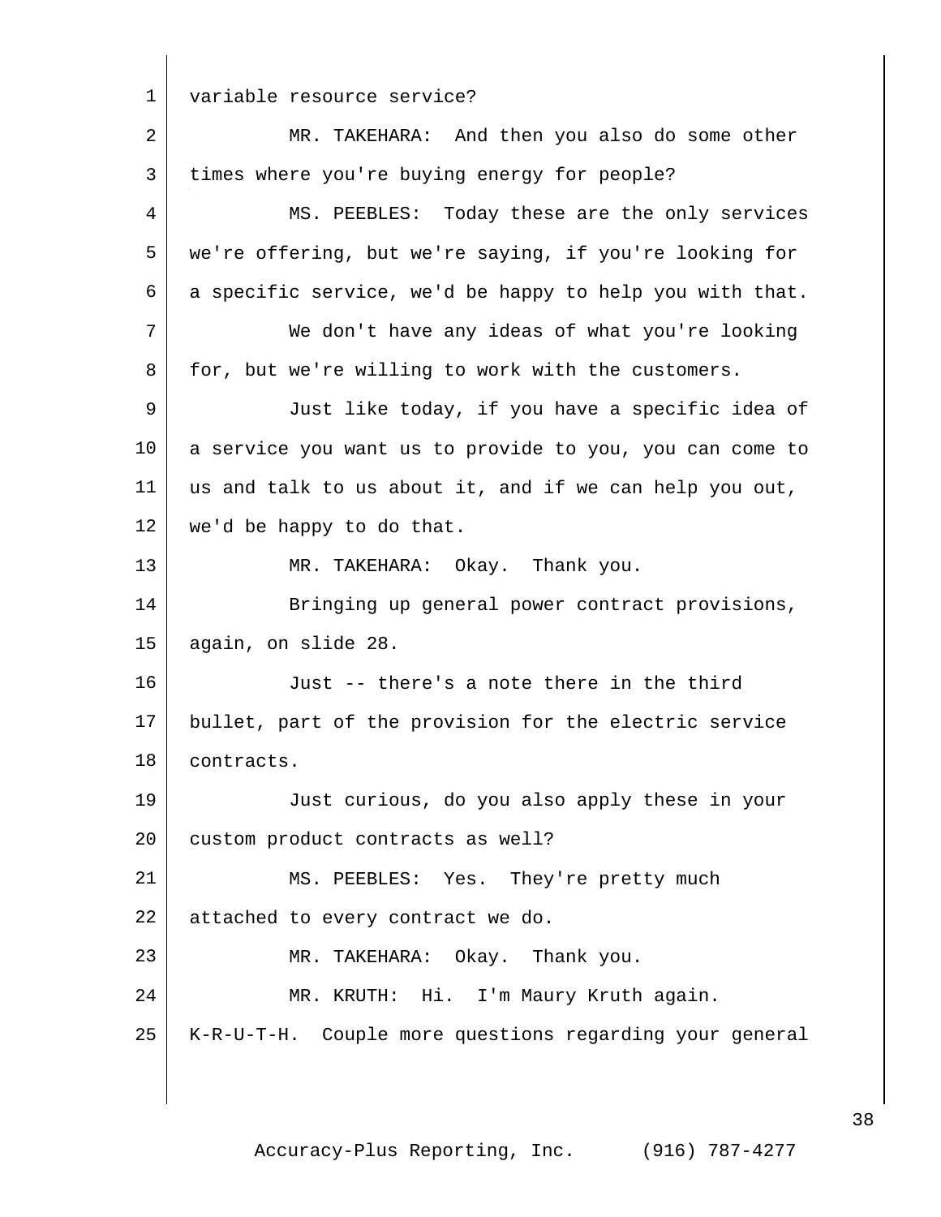variable resource service?

MR. TAKEHARA: And then you also do some other times where you're buying energy for people?

MS. PEEBLES: Today these are the only services we're offering, but we're saying, if you're looking for a specific service, we'd be happy to help you with that.

We don't have any ideas of what you're looking for, but we're willing to work with the customers.

Just like today, if you have a specific idea of a service you want us to provide to you, you can come to us and talk to us about it, and if we can help you out, we'd be happy to do that.

MR. TAKEHARA: Okay. Thank you.

Bringing up general power contract provisions, again, on slide 28.

Just -- there's a note there in the third bullet, part of the provision for the electric service contracts.

Just curious, do you also apply these in your custom product contracts as well?

MS. PEEBLES: Yes. They're pretty much attached to every contract we do.

MR. TAKEHARA: Okay. Thank you.

MR. KRUTH: Hi. I'm Maury Kruth again. K-R-U-T-H. Couple more questions regarding your general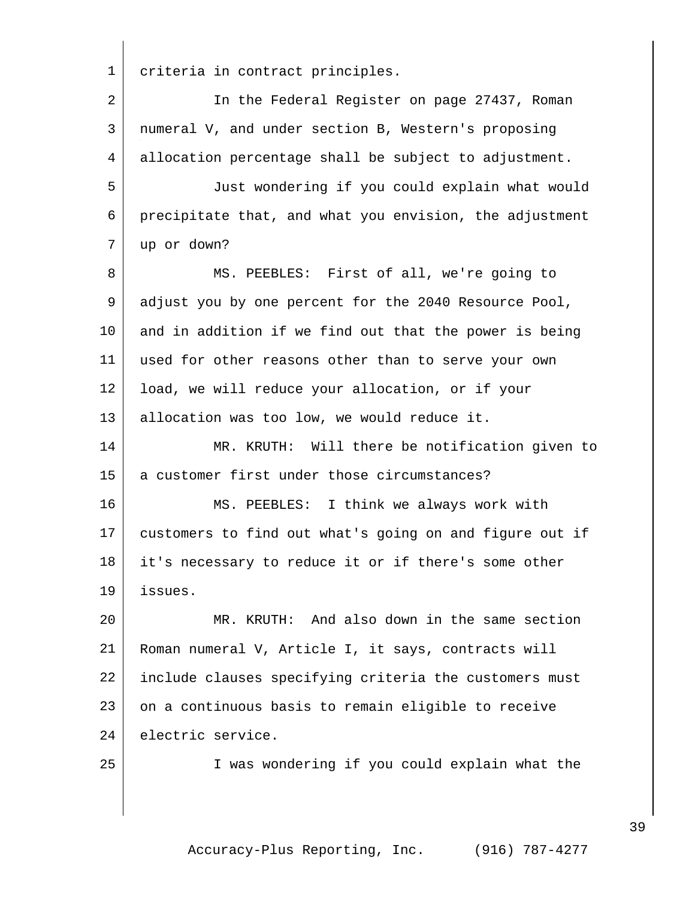criteria in contract principles.

In the Federal Register on page 27437, Roman numeral V, and under section B, Western's proposing allocation percentage shall be subject to adjustment.

Just wondering if you could explain what would precipitate that, and what you envision, the adjustment up or down?

MS. PEEBLES: First of all, we're going to adjust you by one percent for the 2040 Resource Pool, and in addition if we find out that the power is being used for other reasons other than to serve your own load, we will reduce your allocation, or if your allocation was too low, we would reduce it.

MR. KRUTH: Will there be notification given to a customer first under those circumstances?

MS. PEEBLES: I think we always work with customers to find out what's going on and figure out if it's necessary to reduce it or if there's some other issues.

MR. KRUTH: And also down in the same section Roman numeral V, Article I, it says, contracts will include clauses specifying criteria the customers must on a continuous basis to remain eligible to receive electric service.

I was wondering if you could explain what the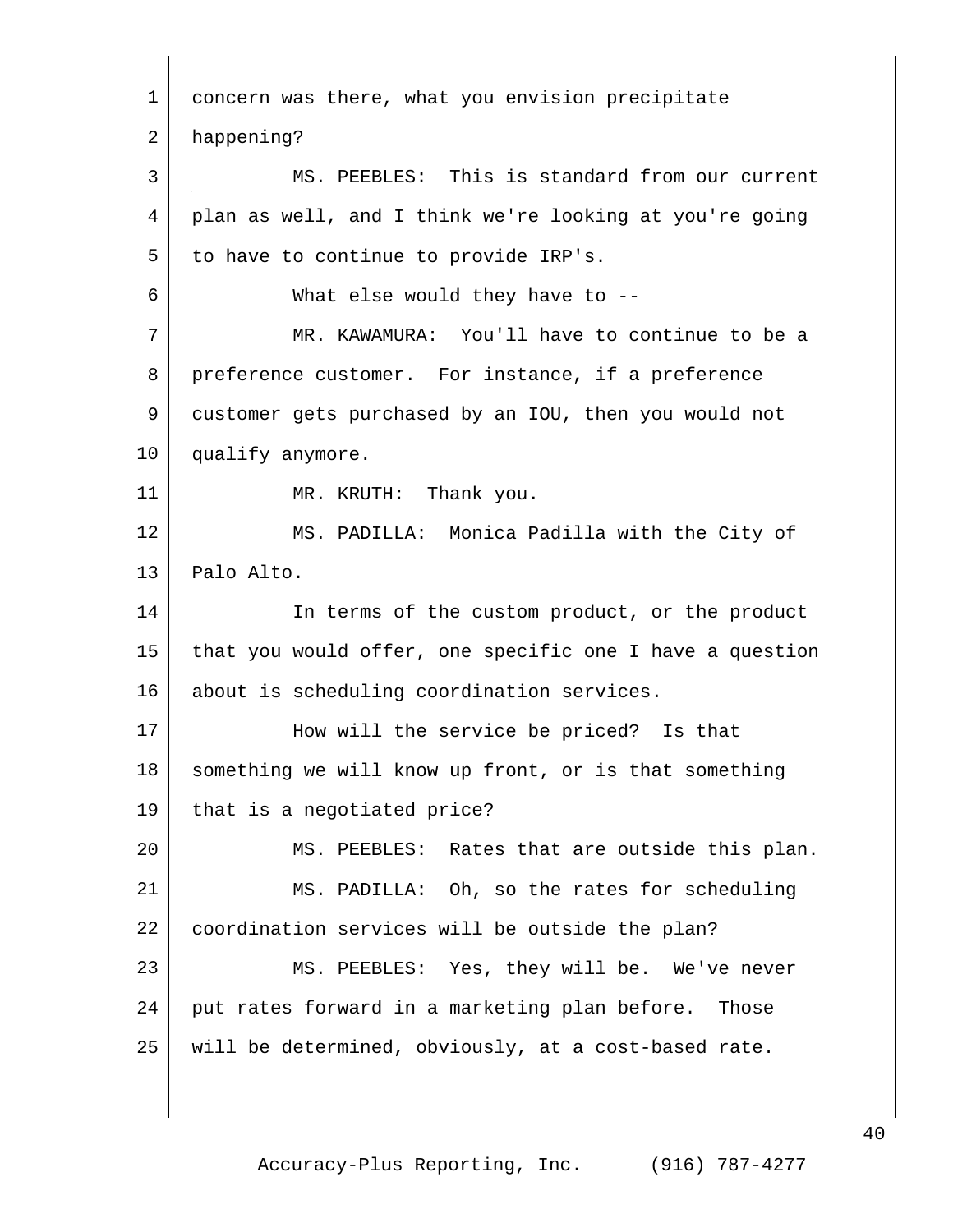concern was there, what you envision precipitate happening?

MS. PEEBLES: This is standard from our current plan as well, and I think we're looking at you're going to have to continue to provide IRP's.

What else would they have to --

MR. KAWAMURA: You'll have to continue to be a preference customer. For instance, if a preference customer gets purchased by an IOU, then you would not qualify anymore.

MR. KRUTH: Thank you.

MS. PADILLA: Monica Padilla with the City of Palo Alto.

In terms of the custom product, or the product that you would offer, one specific one I have a question about is scheduling coordination services.

How will the service be priced? Is that something we will know up front, or is that something that is a negotiated price?

MS. PEEBLES: Rates that are outside this plan.

MS. PADILLA: Oh, so the rates for scheduling coordination services will be outside the plan?

MS. PEEBLES: Yes, they will be. We've never put rates forward in a marketing plan before. Those will be determined, obviously, at a cost-based rate.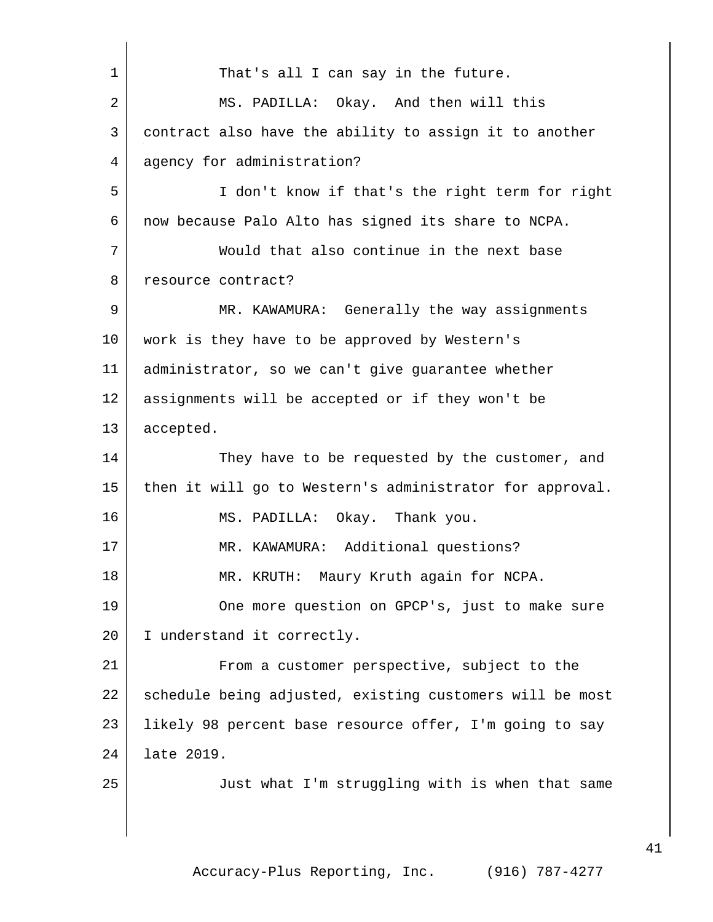That's all I can say in the future.

MS. PADILLA: Okay. And then will this contract also have the ability to assign it to another agency for administration?

I don't know if that's the right term for right now because Palo Alto has signed its share to NCPA.

Would that also continue in the next base resource contract?

MR. KAWAMURA: Generally the way assignments work is they have to be approved by Western's administrator, so we can't give guarantee whether assignments will be accepted or if they won't be accepted.

They have to be requested by the customer, and then it will go to Western's administrator for approval.

MS. PADILLA: Okay. Thank you.

MR. KAWAMURA: Additional questions?

MR. KRUTH: Maury Kruth again for NCPA.

One more question on GPCP's, just to make sure I understand it correctly.

From a customer perspective, subject to the schedule being adjusted, existing customers will be most likely 98 percent base resource offer, I'm going to say late 2019.

Just what I'm struggling with is when that same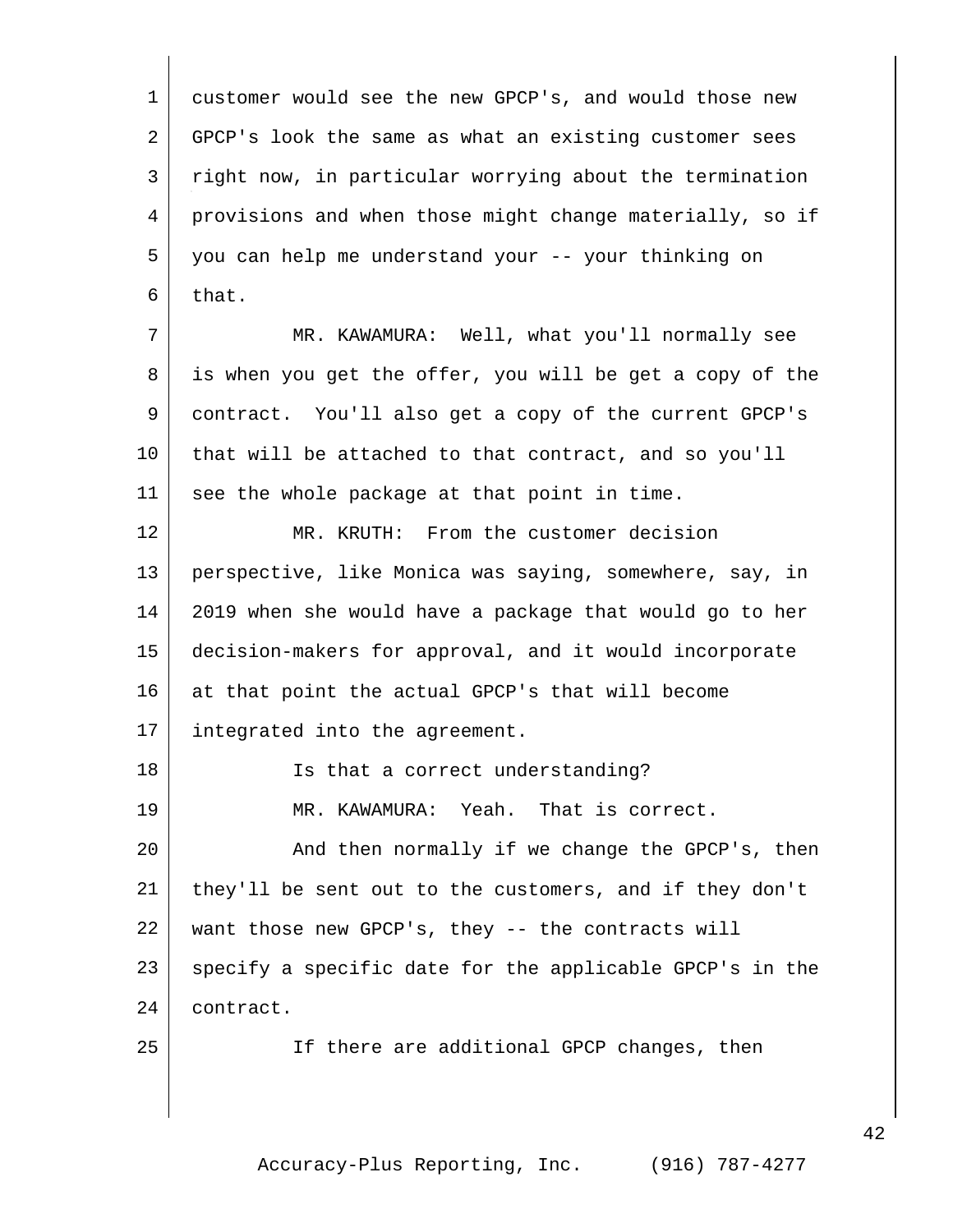customer would see the new GPCP's, and would those new GPCP's look the same as what an existing customer sees right now, in particular worrying about the termination provisions and when those might change materially, so if you can help me understand your -- your thinking on that.

MR. KAWAMURA: Well, what you'll normally see is when you get the offer, you will be get a copy of the contract. You'll also get a copy of the current GPCP's that will be attached to that contract, and so you'll see the whole package at that point in time.

MR. KRUTH: From the customer decision perspective, like Monica was saying, somewhere, say, in 2019 when she would have a package that would go to her decision-makers for approval, and it would incorporate at that point the actual GPCP's that will become integrated into the agreement.

Is that a correct understanding?

MR. KAWAMURA: Yeah. That is correct.

And then normally if we change the GPCP's, then they'll be sent out to the customers, and if they don't want those new GPCP's, they -- the contracts will specify a specific date for the applicable GPCP's in the contract.

If there are additional GPCP changes, then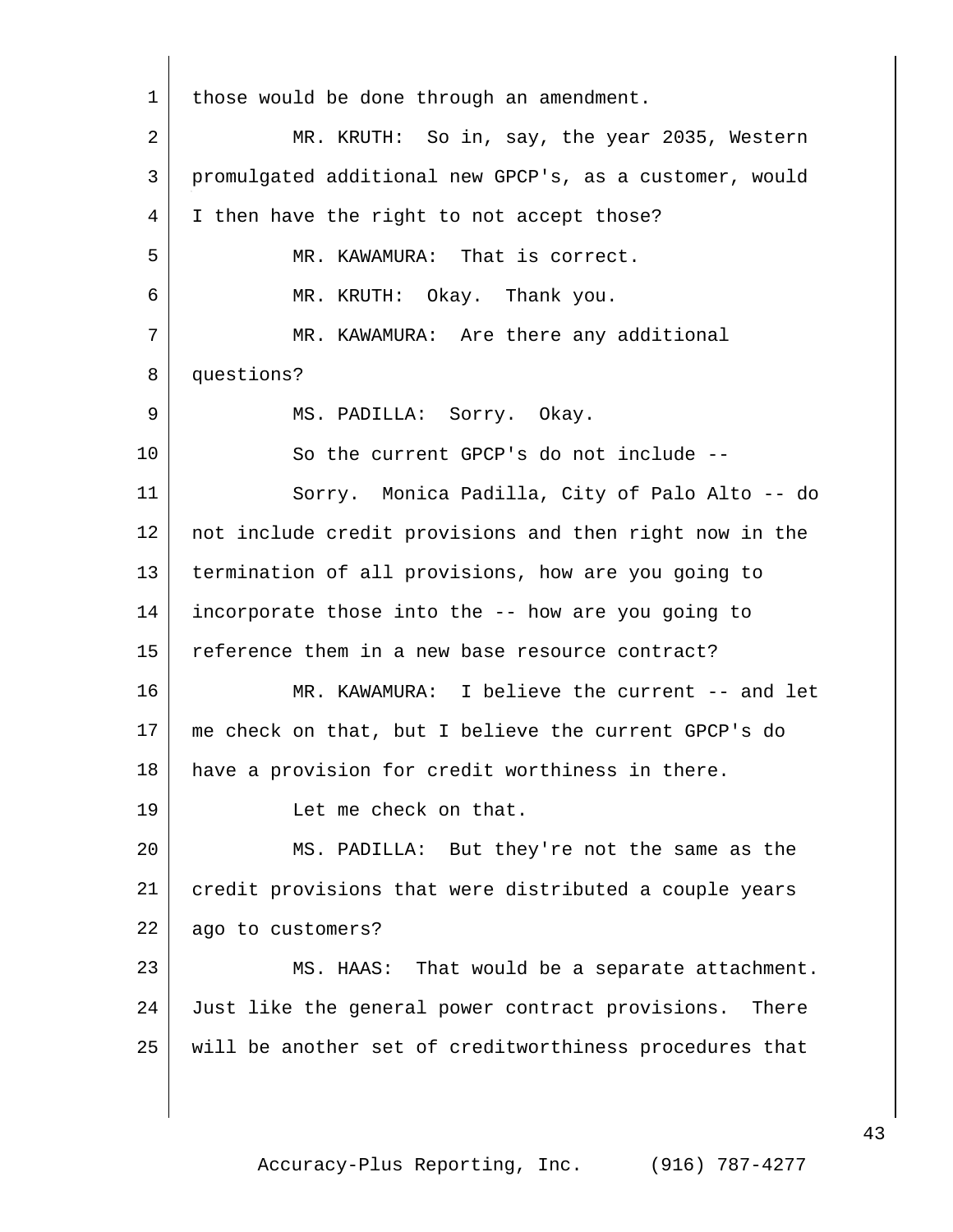those would be done through an amendment.

MR. KRUTH: So in, say, the year 2035, Western promulgated additional new GPCP's, as a customer, would I then have the right to not accept those?

MR. KAWAMURA: That is correct.

MR. KRUTH: Okay. Thank you.

MR. KAWAMURA: Are there any additional questions?

MS. PADILLA: Sorry. Okay.

So the current GPCP's do not include --

Sorry. Monica Padilla, City of Palo Alto -- do not include credit provisions and then right now in the termination of all provisions, how are you going to incorporate those into the -- how are you going to reference them in a new base resource contract?

MR. KAWAMURA: I believe the current -- and let me check on that, but I believe the current GPCP's do have a provision for credit worthiness in there.

Let me check on that.

MS. PADILLA: But they're not the same as the credit provisions that were distributed a couple years ago to customers?

MS. HAAS: That would be a separate attachment. Just like the general power contract provisions. There will be another set of creditworthiness procedures that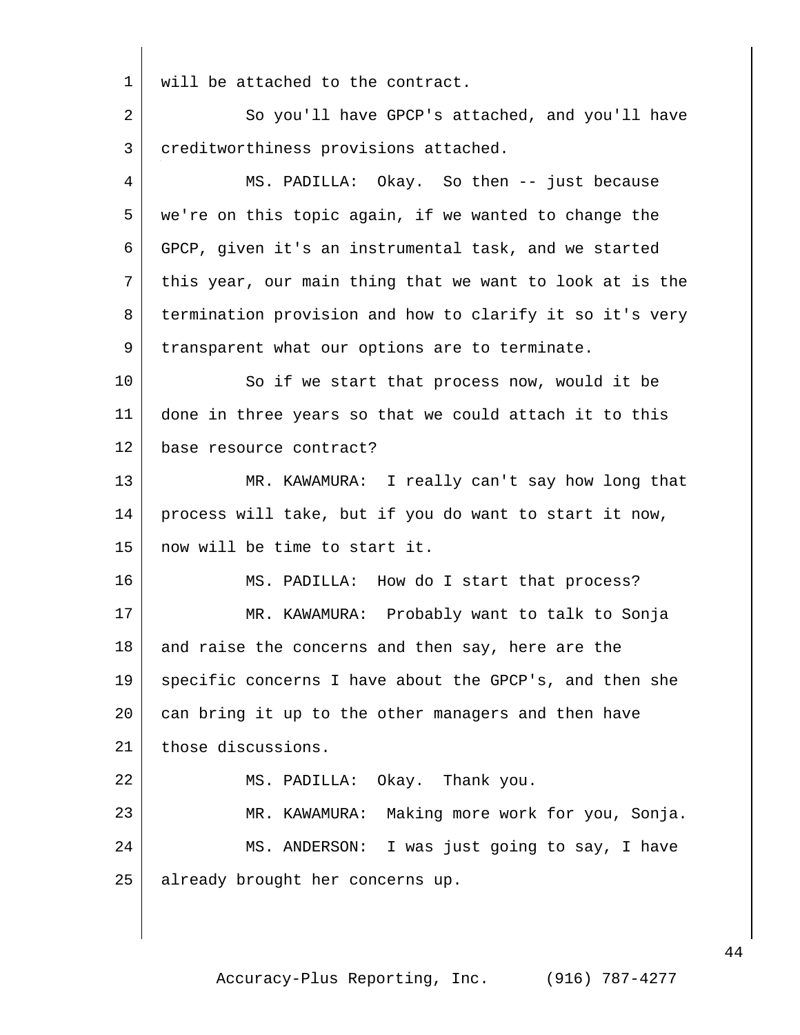will be attached to the contract.

So you'll have GPCP's attached, and you'll have creditworthiness provisions attached.

MS. PADILLA: Okay. So then -- just because we're on this topic again, if we wanted to change the GPCP, given it's an instrumental task, and we started this year, our main thing that we want to look at is the termination provision and how to clarify it so it's very transparent what our options are to terminate.

So if we start that process now, would it be done in three years so that we could attach it to this base resource contract?

MR. KAWAMURA: I really can't say how long that process will take, but if you do want to start it now, now will be time to start it.

MS. PADILLA: How do I start that process?

MR. KAWAMURA: Probably want to talk to Sonja and raise the concerns and then say, here are the specific concerns I have about the GPCP's, and then she can bring it up to the other managers and then have those discussions.

MS. PADILLA: Okay. Thank you.

MR. KAWAMURA: Making more work for you, Sonja.

MS. ANDERSON: I was just going to say, I have already brought her concerns up.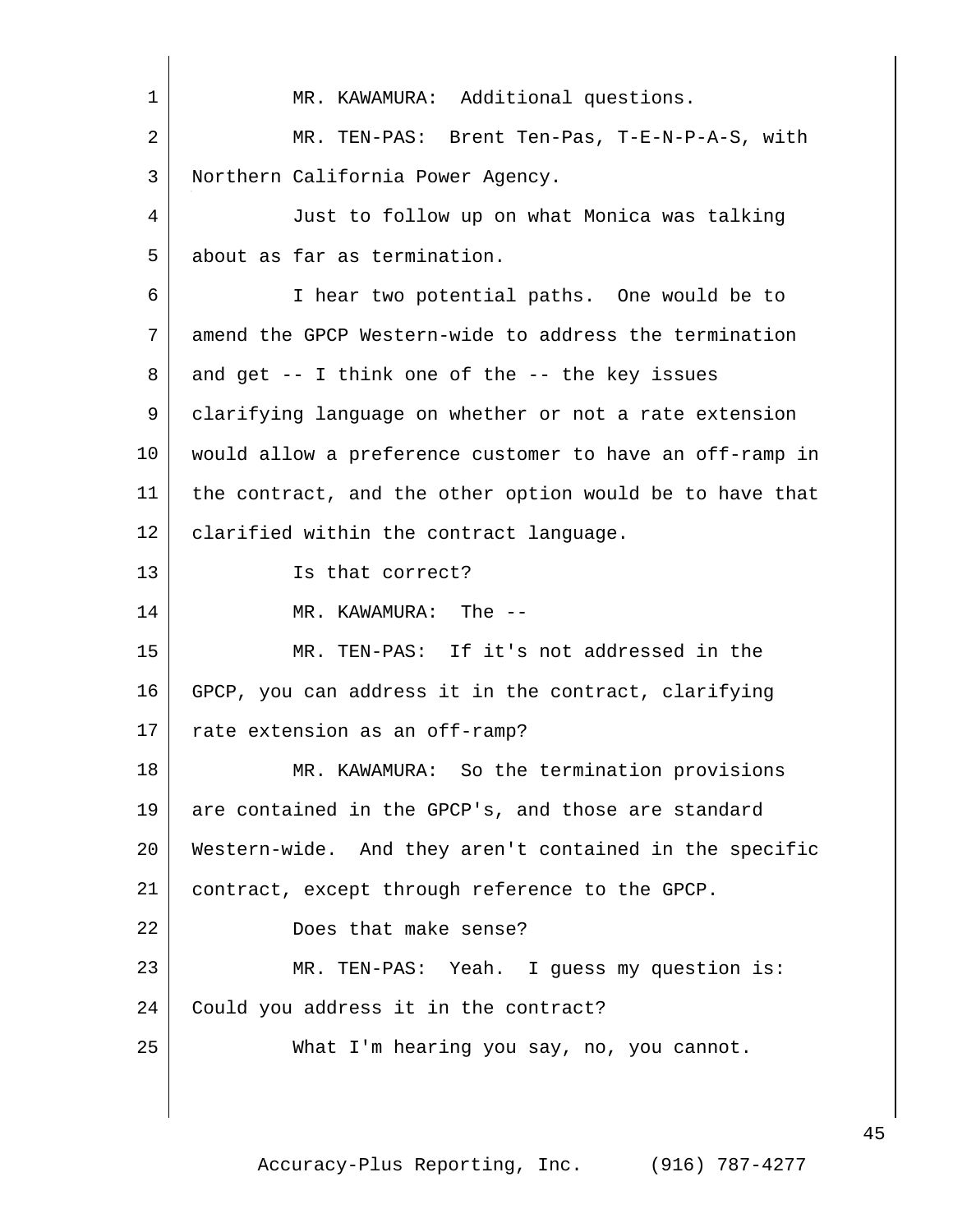MR. KAWAMURA: Additional questions.

MR. TEN-PAS: Brent Ten-Pas, T-E-N-P-A-S, with Northern California Power Agency.

Just to follow up on what Monica was talking about as far as termination.

I hear two potential paths. One would be to amend the GPCP Western-wide to address the termination and get -- I think one of the -- the key issues clarifying language on whether or not a rate extension would allow a preference customer to have an off-ramp in the contract, and the other option would be to have that clarified within the contract language.

Is that correct?

MR. KAWAMURA: The --

MR. TEN-PAS: If it's not addressed in the GPCP, you can address it in the contract, clarifying rate extension as an off-ramp?

MR. KAWAMURA: So the termination provisions are contained in the GPCP's, and those are standard Western-wide. And they aren't contained in the specific contract, except through reference to the GPCP.

Does that make sense?

MR. TEN-PAS: Yeah. I guess my question is: Could you address it in the contract?

What I'm hearing you say, no, you cannot.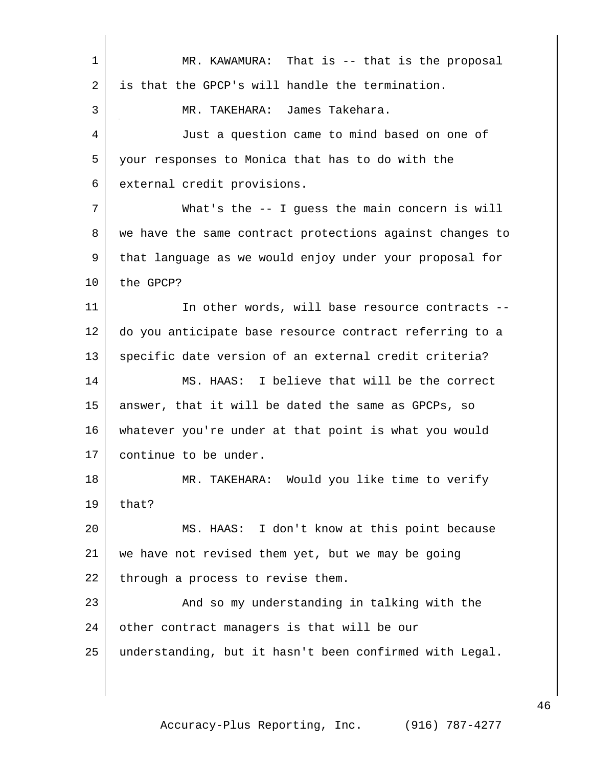MR. KAWAMURA: That is -- that is the proposal is that the GPCP's will handle the termination.

MR. TAKEHARA: James Takehara.

Just a question came to mind based on one of your responses to Monica that has to do with the external credit provisions.

What's the -- I guess the main concern is will we have the same contract protections against changes to that language as we would enjoy under your proposal for the GPCP?

In other words, will base resource contracts -- do you anticipate base resource contract referring to a specific date version of an external credit criteria?

MS. HAAS: I believe that will be the correct answer, that it will be dated the same as GPCPs, so whatever you're under at that point is what you would continue to be under.

MR. TAKEHARA: Would you like time to verify that?

MS. HAAS: I don't know at this point because we have not revised them yet, but we may be going through a process to revise them.

And so my understanding in talking with the other contract managers is that will be our understanding, but it hasn't been confirmed with Legal.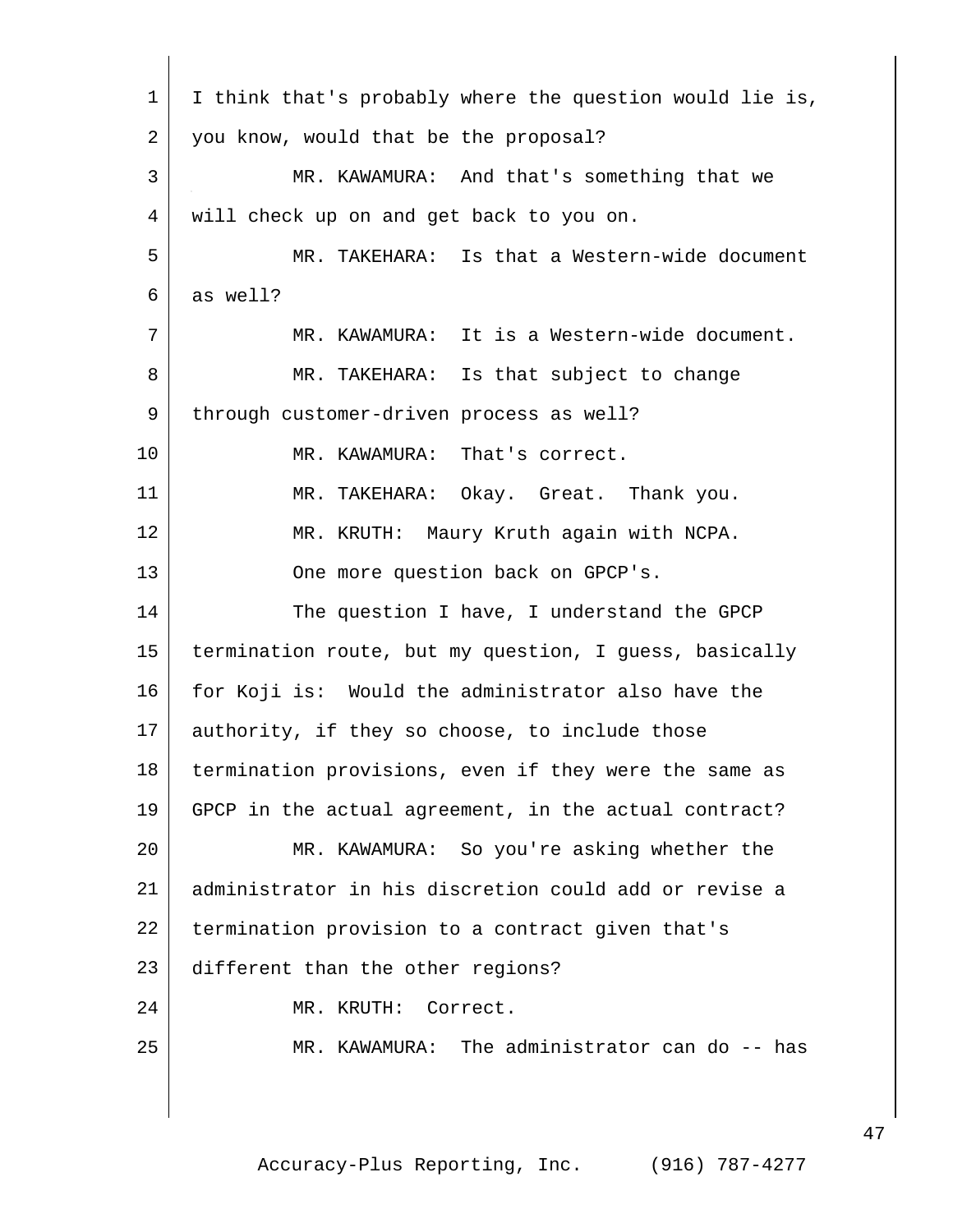I think that's probably where the question would lie is, you know, would that be the proposal?

MR. KAWAMURA: And that's something that we will check up on and get back to you on.

MR. TAKEHARA: Is that a Western-wide document as well?

MR. KAWAMURA: It is a Western-wide document.

MR. TAKEHARA: Is that subject to change through customer-driven process as well?

MR. KAWAMURA: That's correct.

MR. TAKEHARA: Okay. Great. Thank you.

MR. KRUTH: Maury Kruth again with NCPA.

One more question back on GPCP's.

The question I have, I understand the GPCP termination route, but my question, I guess, basically for Koji is: Would the administrator also have the authority, if they so choose, to include those termination provisions, even if they were the same as GPCP in the actual agreement, in the actual contract?

MR. KAWAMURA: So you're asking whether the administrator in his discretion could add or revise a termination provision to a contract given that's different than the other regions?

MR. KRUTH: Correct.

MR. KAWAMURA: The administrator can do -- has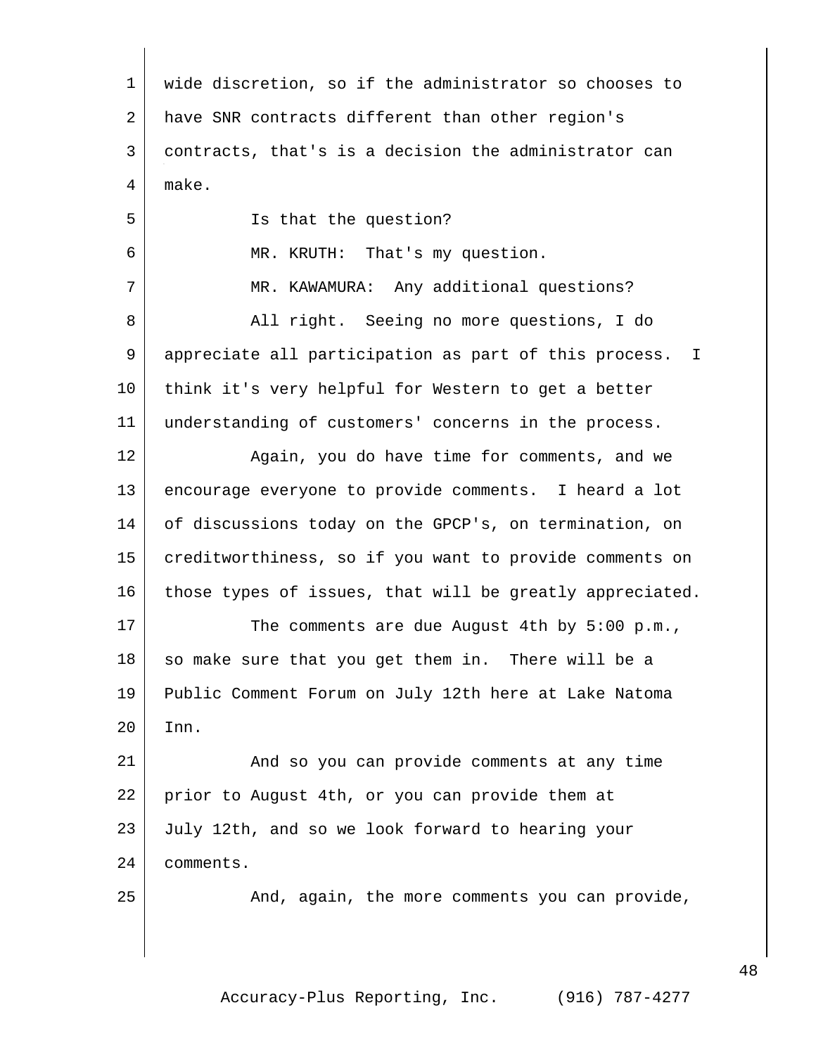wide discretion, so if the administrator so chooses to have SNR contracts different than other region's contracts, that's is a decision the administrator can make.

Is that the question?

MR. KRUTH: That's my question.

MR. KAWAMURA: Any additional questions?

All right. Seeing no more questions, I do appreciate all participation as part of this process. I think it's very helpful for Western to get a better understanding of customers' concerns in the process.

Again, you do have time for comments, and we encourage everyone to provide comments. I heard a lot of discussions today on the GPCP's, on termination, on creditworthiness, so if you want to provide comments on those types of issues, that will be greatly appreciated.

The comments are due August 4th by 5:00 p.m., so make sure that you get them in. There will be a Public Comment Forum on July 12th here at Lake Natoma Inn.

And so you can provide comments at any time prior to August 4th, or you can provide them at July 12th, and so we look forward to hearing your comments.

And, again, the more comments you can provide,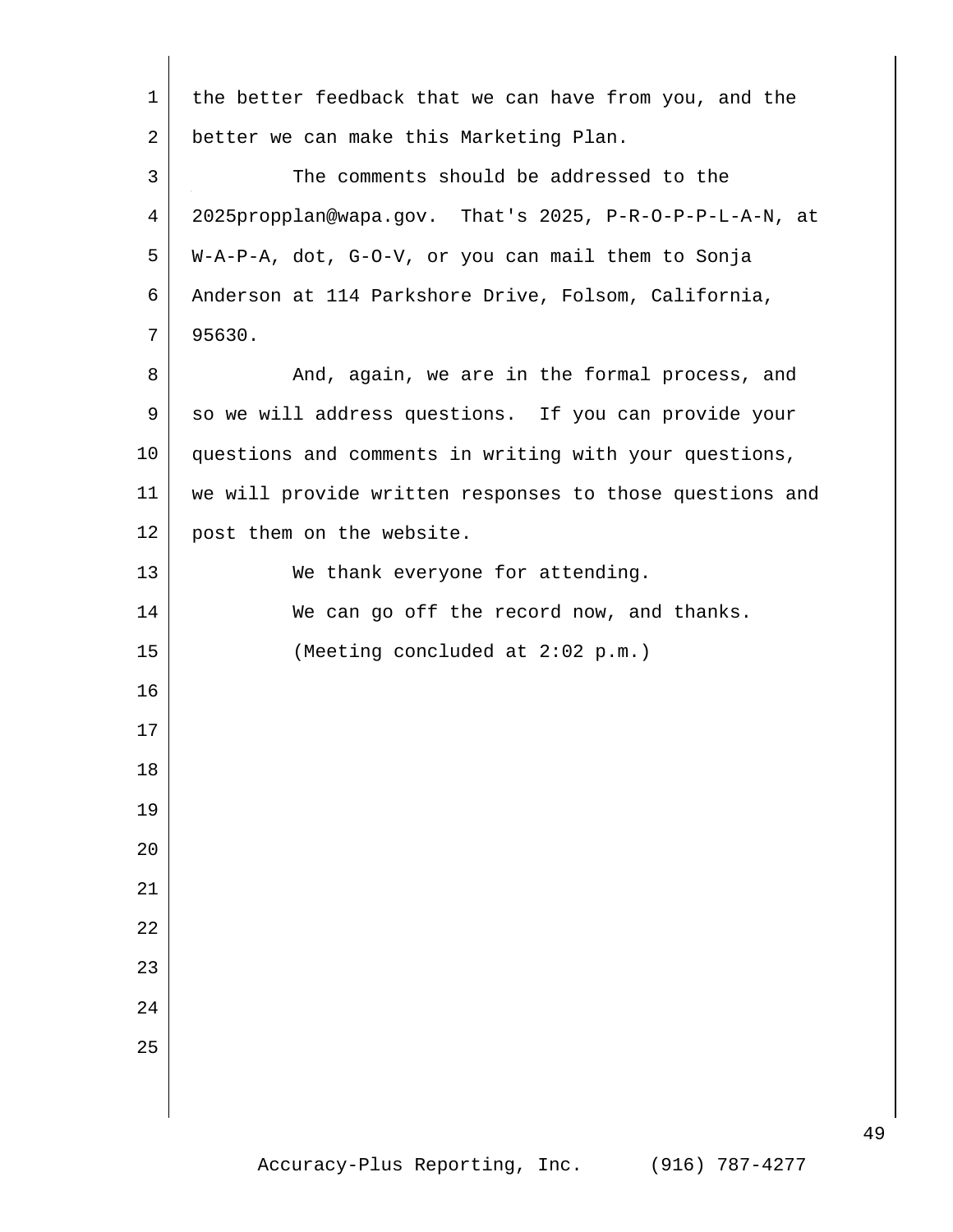the better feedback that we can have from you, and the better we can make this Marketing Plan.

The comments should be addressed to the 2025propplan@wapa.gov. That's 2025, P-R-O-P-P-L-A-N, at W-A-P-A, dot, G-O-V, or you can mail them to Sonja Anderson at 114 Parkshore Drive, Folsom, California, 95630.

And, again, we are in the formal process, and so we will address questions. If you can provide your questions and comments in writing with your questions, we will provide written responses to those questions and post them on the website.

We thank everyone for attending.

We can go off the record now, and thanks.

(Meeting concluded at 2:02 p.m.)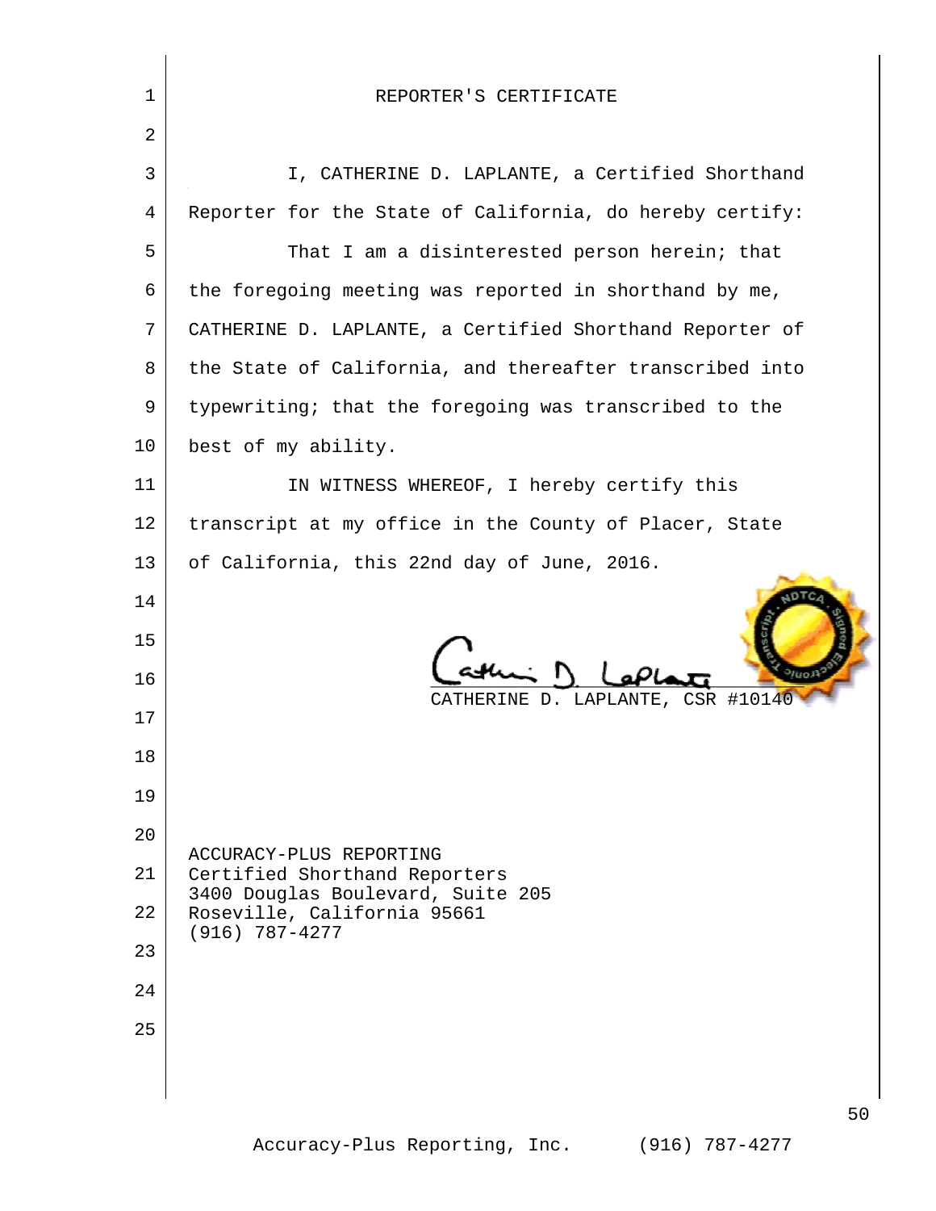# REPORTER'S CERTIFICATE

I, CATHERINE D. LAPLANTE, a Certified Shorthand Reporter for the State of California, do hereby certify:

That I am a disinterested person herein; that the foregoing meeting was reported in shorthand by me, CATHERINE D. LAPLANTE, a Certified Shorthand Reporter of the State of California, and thereafter transcribed into typewriting; that the foregoing was transcribed to the best of my ability.

IN WITNESS WHEREOF, I hereby certify this transcript at my office in the County of Placer, State of California, this 22nd day of June, 2016.

CATHERINE D. LAPLANTE, CSR #10140

ACCURACY-PLUS REPORTING
Certified Shorthand Reporters
3400 Douglas Boulevard, Suite 205
Roseville, California 95661
(916) 787-4277